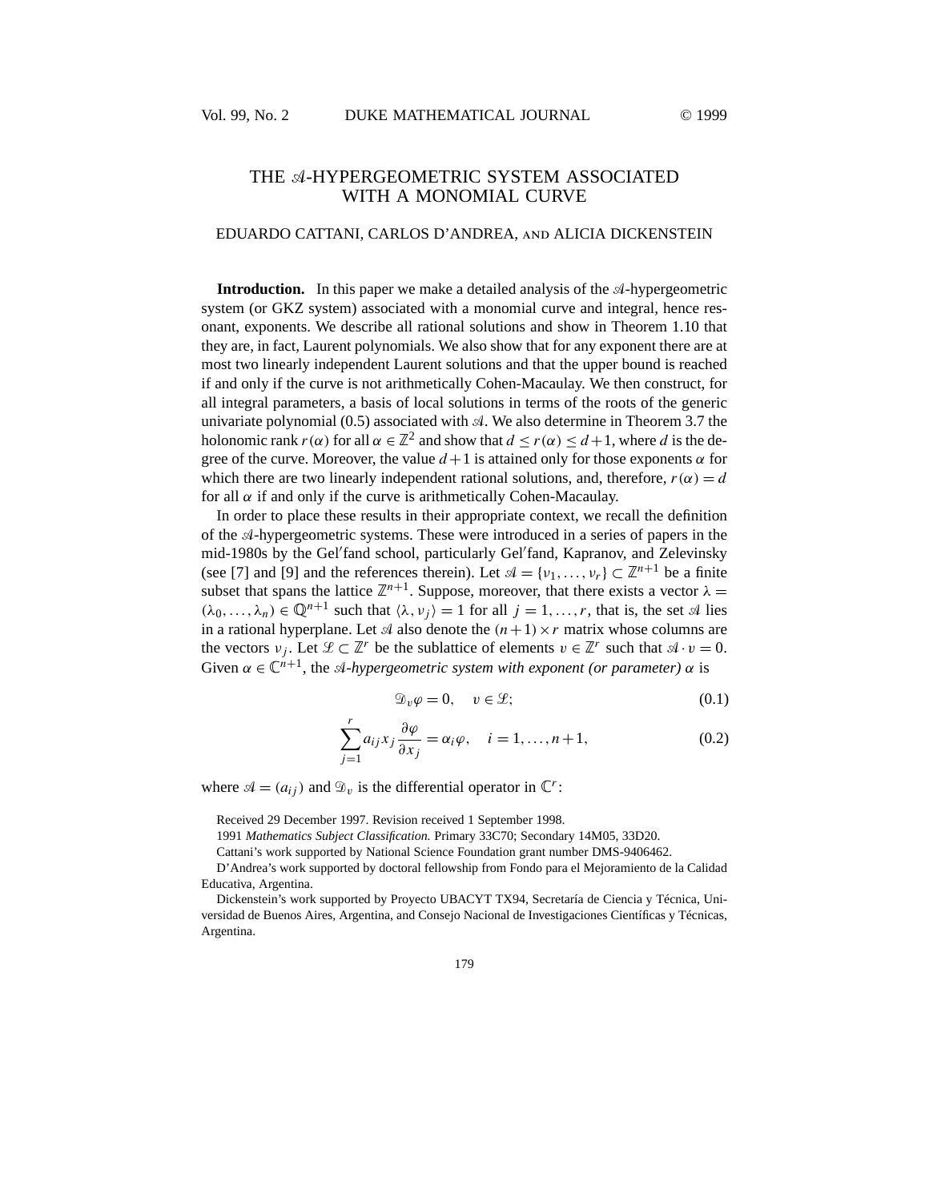# THE $\mathscr{A}$-HYPERGEOMETRIC SYSTEM ASSOCIATED WITH A MONOMIAL CURVE

EDUARDO CATTANI, CARLOS D'ANDREA, AND ALICIA DICKENSTEIN

**Introduction.** In this paper we make a detailed analysis of the $\mathscr{A}$-hypergeometric system (or GKZ system) associated with a monomial curve and integral, hence resonant, exponents. We describe all rational solutions and show in Theorem 1.10 that they are, in fact, Laurent polynomials. We also show that for any exponent there are at most two linearly independent Laurent solutions and that the upper bound is reached if and only if the curve is not arithmetically Cohen-Macaulay. We then construct, for all integral parameters, a basis of local solutions in terms of the roots of the generic univariate polynomial (0.5) associated with $\mathscr{A}$. We also determine in Theorem 3.7 the holonomic rank $r(\alpha)$ for all $\alpha \in \mathbb{Z}^2$ and show that $d \le r(\alpha) \le d+1$, where $d$ is the degree of the curve. Moreover, the value $d+1$ is attained only for those exponents $\alpha$ for which there are two linearly independent rational solutions, and, therefore, $r(\alpha) = d$ for all $\alpha$ if and only if the curve is arithmetically Cohen-Macaulay.

In order to place these results in their appropriate context, we recall the definition of the $\mathscr{A}$-hypergeometric systems. These were introduced in a series of papers in the mid-1980s by the Gel′fand school, particularly Gel′fand, Kapranov, and Zelevinsky (see [7] and [9] and the references therein). Let $\mathscr{A} = \{v_1, \dots, v_r\} \subset \mathbb{Z}^{n+1}$ be a finite subset that spans the lattice $\mathbb{Z}^{n+1}$. Suppose, moreover, that there exists a vector $\lambda = (\lambda_0, \dots, \lambda_n) \in \mathbb{Q}^{n+1}$ such that $\langle \lambda, v_j \rangle = 1$ for all $j = 1, \dots, r$, that is, the set $\mathscr{A}$ lies in a rational hyperplane. Let $\mathscr{A}$ also denote the $(n+1) \times r$ matrix whose columns are the vectors $v_j$. Let $\mathscr{L} \subset \mathbb{Z}^r$ be the sublattice of elements $v \in \mathbb{Z}^r$ such that $\mathscr{A} \cdot v = 0$. Given $\alpha \in \mathbb{C}^{n+1}$, the *$\mathscr{A}$-hypergeometric system with exponent (or parameter) $\alpha$* is

$$\mathscr{D}_v \varphi = 0, \quad v \in \mathscr{L}; \tag{0.1}$$

$$\sum_{j=1}^{r} a_{ij} x_j \frac{\partial \varphi}{\partial x_j} = \alpha_i \varphi, \quad i = 1, \dots, n+1, \tag{0.2}$$

where $\mathscr{A} = (a_{ij})$ and $\mathscr{D}_v$ is the differential operator in $\mathbb{C}^r$:

Received 29 December 1997. Revision received 1 September 1998.

1991 *Mathematics Subject Classification.* Primary 33C70; Secondary 14M05, 33D20.

Cattani's work supported by National Science Foundation grant number DMS-9406462.

D'Andrea's work supported by doctoral fellowship from Fondo para el Mejoramiento de la Calidad Educativa, Argentina.

Dickenstein's work supported by Proyecto UBACYT TX94, Secretaría de Ciencia y Técnica, Universidad de Buenos Aires, Argentina, and Consejo Nacional de Investigaciones Científicas y Técnicas, Argentina.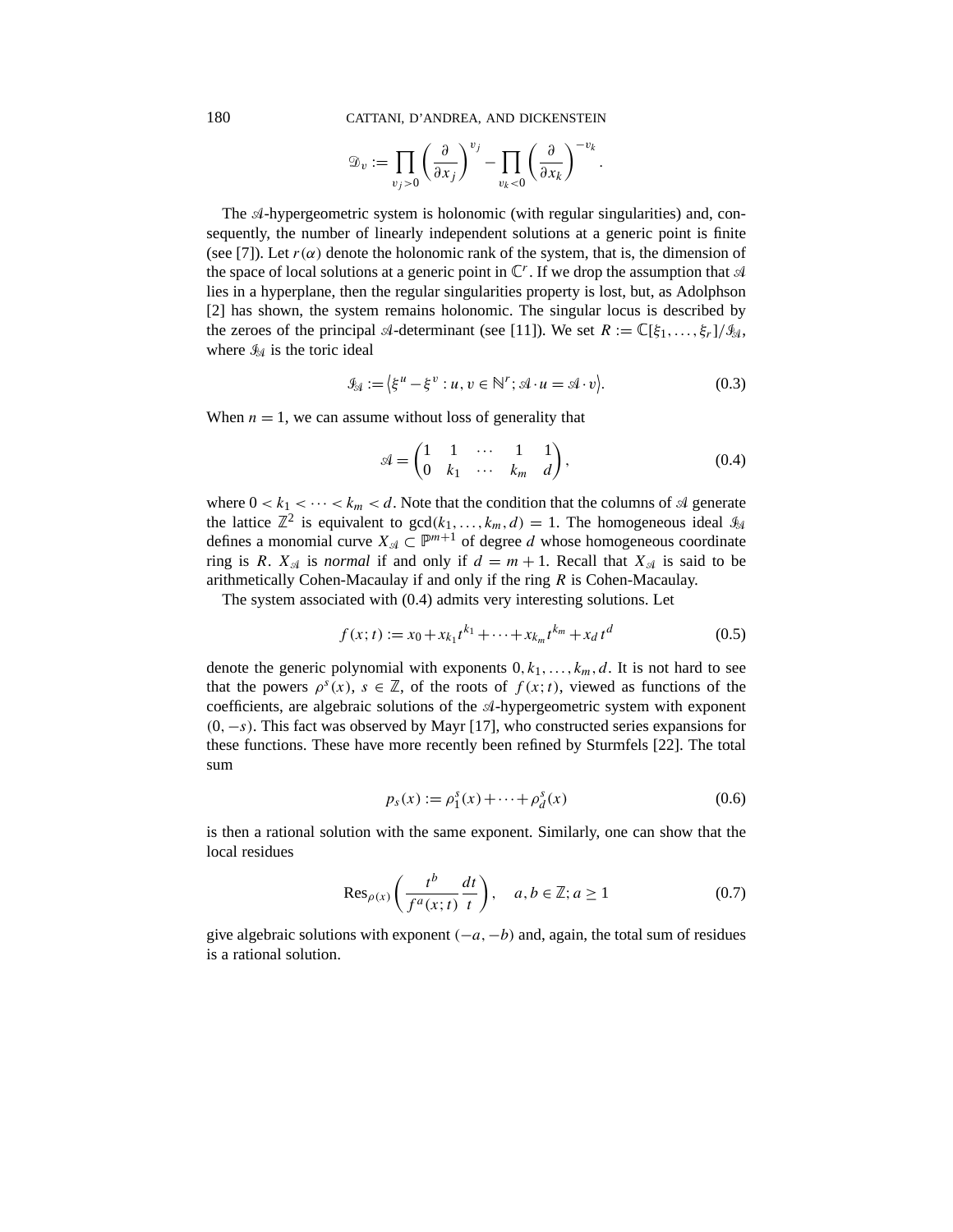$$\mathscr{D}_v := \prod_{v_j > 0} \left( \frac{\partial}{\partial x_j} \right)^{v_j} - \prod_{v_k < 0} \left( \frac{\partial}{\partial x_k} \right)^{-v_k}.$$

The $\mathscr{A}$-hypergeometric system is holonomic (with regular singularities) and, consequently, the number of linearly independent solutions at a generic point is finite (see [7]). Let $r(\alpha)$ denote the holonomic rank of the system, that is, the dimension of the space of local solutions at a generic point in $\mathbb{C}^r$. If we drop the assumption that $\mathscr{A}$ lies in a hyperplane, then the regular singularities property is lost, but, as Adolphson [2] has shown, the system remains holonomic. The singular locus is described by the zeroes of the principal $\mathscr{A}$-determinant (see [11]). We set $R := \mathbb{C}[\xi_1, \ldots, \xi_r]/\mathscr{I}_{\mathscr{A}}$, where $\mathscr{I}_{\mathscr{A}}$ is the toric ideal

$$\mathscr{I}_{\mathscr{A}} := \langle \xi^u - \xi^v : u, v \in \mathbb{N}^r; \mathscr{A} \cdot u = \mathscr{A} \cdot v \rangle. \tag{0.3}$$

When $n = 1$, we can assume without loss of generality that

$$\mathscr{A} = \begin{pmatrix} 1 & 1 & \cdots & 1 & 1 \\ 0 & k_1 & \cdots & k_m & d \end{pmatrix}, \tag{0.4}$$

where $0 < k_1 < \cdots < k_m < d$. Note that the condition that the columns of $\mathscr{A}$ generate the lattice $\mathbb{Z}^2$ is equivalent to $\gcd(k_1, \ldots, k_m, d) = 1$. The homogeneous ideal $\mathscr{I}_{\mathscr{A}}$ defines a monomial curve $X_{\mathscr{A}} \subset \mathbb{P}^{m+1}$ of degree $d$ whose homogeneous coordinate ring is $R$. $X_{\mathscr{A}}$ is *normal* if and only if $d = m + 1$. Recall that $X_{\mathscr{A}}$ is said to be arithmetically Cohen-Macaulay if and only if the ring $R$ is Cohen-Macaulay.

The system associated with (0.4) admits very interesting solutions. Let

$$f(x; t) := x_0 + x_{k_1} t^{k_1} + \cdots + x_{k_m} t^{k_m} + x_d t^d \tag{0.5}$$

denote the generic polynomial with exponents $0, k_1, \ldots, k_m, d$. It is not hard to see that the powers $\rho^s(x)$, $s \in \mathbb{Z}$, of the roots of $f(x; t)$, viewed as functions of the coefficients, are algebraic solutions of the $\mathscr{A}$-hypergeometric system with exponent $(0, -s)$. This fact was observed by Mayr [17], who constructed series expansions for these functions. These have more recently been refined by Sturmfels [22]. The total sum

$$p_s(x) := \rho_1^s(x) + \cdots + \rho_d^s(x) \tag{0.6}$$

is then a rational solution with the same exponent. Similarly, one can show that the local residues

$$\operatorname{Res}_{\rho(x)} \left( \frac{t^b}{f^a(x; t)} \frac{dt}{t} \right), \quad a, b \in \mathbb{Z}; a \geq 1 \tag{0.7}$$

give algebraic solutions with exponent $(-a, -b)$ and, again, the total sum of residues is a rational solution.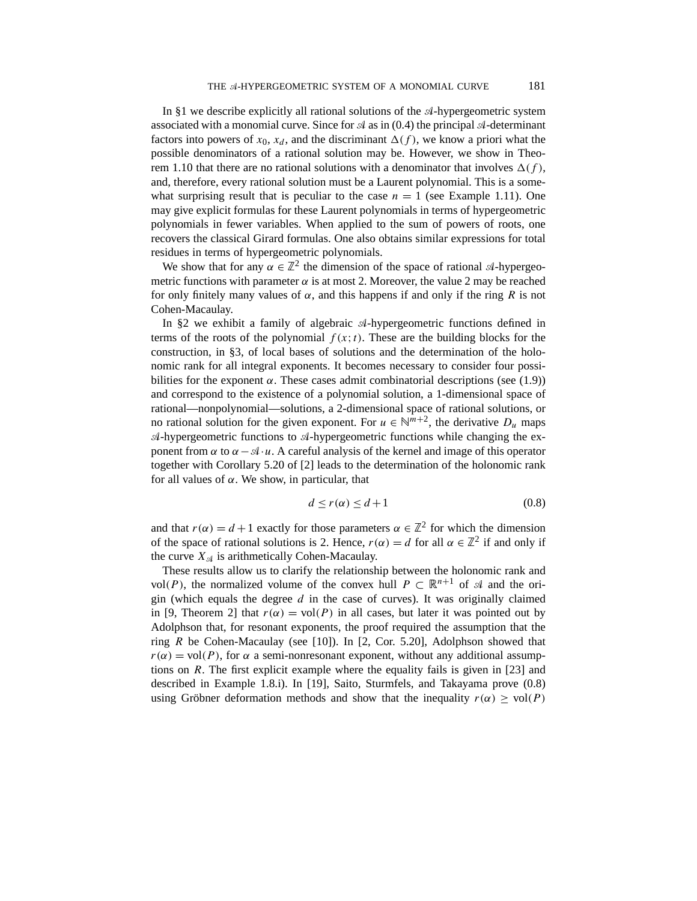In §1 we describe explicitly all rational solutions of the $\mathscr{A}$-hypergeometric system associated with a monomial curve. Since for $\mathscr{A}$ as in (0.4) the principal $\mathscr{A}$-determinant factors into powers of $x_0$, $x_d$, and the discriminant $\Delta(f)$, we know a priori what the possible denominators of a rational solution may be. However, we show in Theorem 1.10 that there are no rational solutions with a denominator that involves $\Delta(f)$, and, therefore, every rational solution must be a Laurent polynomial. This is a somewhat surprising result that is peculiar to the case $n = 1$ (see Example 1.11). One may give explicit formulas for these Laurent polynomials in terms of hypergeometric polynomials in fewer variables. When applied to the sum of powers of roots, one recovers the classical Girard formulas. One also obtains similar expressions for total residues in terms of hypergeometric polynomials.

We show that for any $\alpha \in \mathbb{Z}^2$ the dimension of the space of rational $\mathscr{A}$-hypergeometric functions with parameter $\alpha$ is at most 2. Moreover, the value 2 may be reached for only finitely many values of $\alpha$, and this happens if and only if the ring $R$ is not Cohen-Macaulay.

In §2 we exhibit a family of algebraic $\mathscr{A}$-hypergeometric functions defined in terms of the roots of the polynomial $f(x;t)$. These are the building blocks for the construction, in §3, of local bases of solutions and the determination of the holonomic rank for all integral exponents. It becomes necessary to consider four possibilities for the exponent $\alpha$. These cases admit combinatorial descriptions (see (1.9)) and correspond to the existence of a polynomial solution, a 1-dimensional space of rational—nonpolynomial—solutions, a 2-dimensional space of rational solutions, or no rational solution for the given exponent. For $u \in \mathbb{N}^{m+2}$, the derivative $D_u$ maps $\mathscr{A}$-hypergeometric functions to $\mathscr{A}$-hypergeometric functions while changing the exponent from $\alpha$ to $\alpha - \mathscr{A} \cdot u$. A careful analysis of the kernel and image of this operator together with Corollary 5.20 of [2] leads to the determination of the holonomic rank for all values of $\alpha$. We show, in particular, that

$$d \leq r(\alpha) \leq d+1 \tag{0.8}$$

and that $r(\alpha) = d+1$ exactly for those parameters $\alpha \in \mathbb{Z}^2$ for which the dimension of the space of rational solutions is 2. Hence, $r(\alpha) = d$ for all $\alpha \in \mathbb{Z}^2$ if and only if the curve $X_{\mathscr{A}}$ is arithmetically Cohen-Macaulay.

These results allow us to clarify the relationship between the holonomic rank and $\operatorname{vol}(P)$, the normalized volume of the convex hull $P \subset \mathbb{R}^{n+1}$ of $\mathscr{A}$ and the origin (which equals the degree $d$ in the case of curves). It was originally claimed in [9, Theorem 2] that $r(\alpha) = \operatorname{vol}(P)$ in all cases, but later it was pointed out by Adolphson that, for resonant exponents, the proof required the assumption that the ring $R$ be Cohen-Macaulay (see [10]). In [2, Cor. 5.20], Adolphson showed that $r(\alpha) = \operatorname{vol}(P)$, for $\alpha$ a semi-nonresonant exponent, without any additional assumptions on $R$. The first explicit example where the equality fails is given in [23] and described in Example 1.8.i). In [19], Saito, Sturmfels, and Takayama prove (0.8) using Gröbner deformation methods and show that the inequality $r(\alpha) \geq \operatorname{vol}(P)$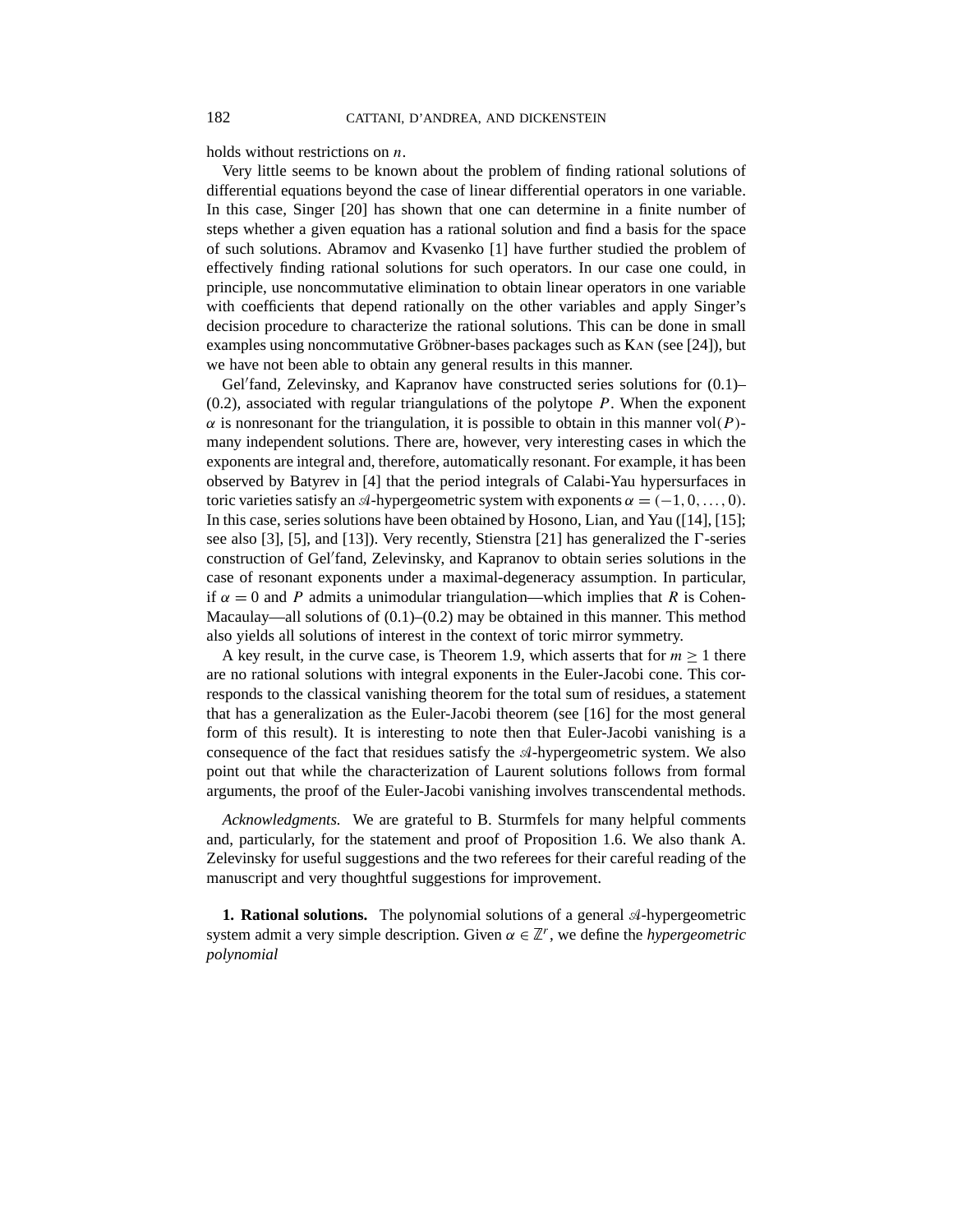holds without restrictions on $n$.

Very little seems to be known about the problem of finding rational solutions of differential equations beyond the case of linear differential operators in one variable. In this case, Singer [20] has shown that one can determine in a finite number of steps whether a given equation has a rational solution and find a basis for the space of such solutions. Abramov and Kvasenko [1] have further studied the problem of effectively finding rational solutions for such operators. In our case one could, in principle, use noncommutative elimination to obtain linear operators in one variable with coefficients that depend rationally on the other variables and apply Singer's decision procedure to characterize the rational solutions. This can be done in small examples using noncommutative Gröbner-bases packages such as Kan (see [24]), but we have not been able to obtain any general results in this manner.

Gel′fand, Zelevinsky, and Kapranov have constructed series solutions for (0.1)–(0.2), associated with regular triangulations of the polytope $P$. When the exponent $\alpha$ is nonresonant for the triangulation, it is possible to obtain in this manner $\mathrm{vol}(P)$-many independent solutions. There are, however, very interesting cases in which the exponents are integral and, therefore, automatically resonant. For example, it has been observed by Batyrev in [4] that the period integrals of Calabi-Yau hypersurfaces in toric varieties satisfy an $\mathcal{A}$-hypergeometric system with exponents $\alpha = (-1, 0, \ldots, 0)$. In this case, series solutions have been obtained by Hosono, Lian, and Yau ([14], [15]; see also [3], [5], and [13]). Very recently, Stienstra [21] has generalized the $\Gamma$-series construction of Gel′fand, Zelevinsky, and Kapranov to obtain series solutions in the case of resonant exponents under a maximal-degeneracy assumption. In particular, if $\alpha = 0$ and $P$ admits a unimodular triangulation—which implies that $R$ is Cohen-Macaulay—all solutions of (0.1)–(0.2) may be obtained in this manner. This method also yields all solutions of interest in the context of toric mirror symmetry.

A key result, in the curve case, is Theorem 1.9, which asserts that for $m \geq 1$ there are no rational solutions with integral exponents in the Euler-Jacobi cone. This corresponds to the classical vanishing theorem for the total sum of residues, a statement that has a generalization as the Euler-Jacobi theorem (see [16] for the most general form of this result). It is interesting to note then that Euler-Jacobi vanishing is a consequence of the fact that residues satisfy the $\mathcal{A}$-hypergeometric system. We also point out that while the characterization of Laurent solutions follows from formal arguments, the proof of the Euler-Jacobi vanishing involves transcendental methods.

*Acknowledgments.* We are grateful to B. Sturmfels for many helpful comments and, particularly, for the statement and proof of Proposition 1.6. We also thank A. Zelevinsky for useful suggestions and the two referees for their careful reading of the manuscript and very thoughtful suggestions for improvement.

**1. Rational solutions.** The polynomial solutions of a general $\mathcal{A}$-hypergeometric system admit a very simple description. Given $\alpha \in \mathbb{Z}^r$, we define the *hypergeometric polynomial*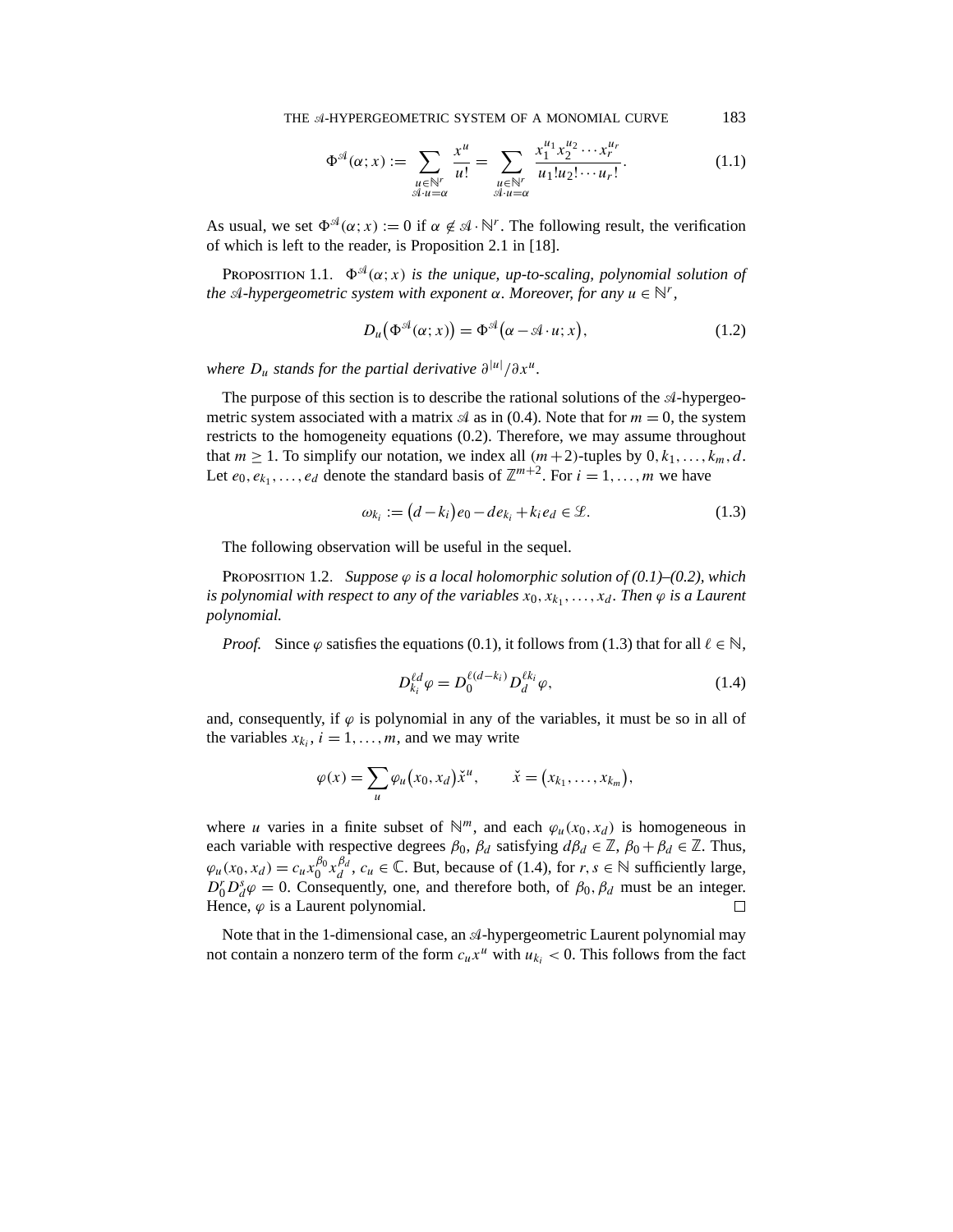$$\Phi^{\mathscr{A}}(\alpha; x) := \sum_{\substack{u \in \mathbb{N}^r \\ \mathscr{A} \cdot u = \alpha}} \frac{x^u}{u!} = \sum_{\substack{u \in \mathbb{N}^r \\ \mathscr{A} \cdot u = \alpha}} \frac{x_1^{u_1} x_2^{u_2} \cdots x_r^{u_r}}{u_1! u_2! \cdots u_r!}. \tag{1.1}$$

As usual, we set $\Phi^{\mathscr{A}}(\alpha; x) := 0$ if $\alpha \notin \mathscr{A} \cdot \mathbb{N}^r$. The following result, the verification of which is left to the reader, is Proposition 2.1 in [18].

PROPOSITION 1.1. *$\Phi^{\mathscr{A}}(\alpha; x)$ is the unique, up-to-scaling, polynomial solution of the $\mathscr{A}$-hypergeometric system with exponent $\alpha$. Moreover, for any $u \in \mathbb{N}^r$,*

$$D_u\big(\Phi^{\mathscr{A}}(\alpha; x)\big) = \Phi^{\mathscr{A}}\big(\alpha - \mathscr{A} \cdot u; x\big), \tag{1.2}$$

*where $D_u$ stands for the partial derivative $\partial^{|u|}/\partial x^u$.*

The purpose of this section is to describe the rational solutions of the $\mathscr{A}$-hypergeometric system associated with a matrix $\mathscr{A}$ as in (0.4). Note that for $m = 0$, the system restricts to the homogeneity equations (0.2). Therefore, we may assume throughout that $m \geq 1$. To simplify our notation, we index all $(m+2)$-tuples by $0, k_1, \ldots, k_m, d$. Let $e_0, e_{k_1}, \ldots, e_d$ denote the standard basis of $\mathbb{Z}^{m+2}$. For $i = 1, \ldots, m$ we have

$$\omega_{k_i} := \big(d - k_i\big) e_0 - d e_{k_i} + k_i e_d \in \mathscr{L}. \tag{1.3}$$

The following observation will be useful in the sequel.

PROPOSITION 1.2. *Suppose $\varphi$ is a local holomorphic solution of (0.1)–(0.2), which is polynomial with respect to any of the variables $x_0, x_{k_1}, \ldots, x_d$. Then $\varphi$ is a Laurent polynomial.*

*Proof.* Since $\varphi$ satisfies the equations (0.1), it follows from (1.3) that for all $\ell \in \mathbb{N}$,

$$D_{k_i}^{\ell d} \varphi = D_0^{\ell(d-k_i)} D_d^{\ell k_i} \varphi, \tag{1.4}$$

and, consequently, if $\varphi$ is polynomial in any of the variables, it must be so in all of the variables $x_{k_i}$, $i = 1, \ldots, m$, and we may write

$$\varphi(x) = \sum_u \varphi_u\big(x_0, x_d\big) \check{x}^u, \qquad \check{x} = \big(x_{k_1}, \ldots, x_{k_m}\big),$$

where $u$ varies in a finite subset of $\mathbb{N}^m$, and each $\varphi_u(x_0, x_d)$ is homogeneous in each variable with respective degrees $\beta_0$, $\beta_d$ satisfying $d\beta_d \in \mathbb{Z}$, $\beta_0 + \beta_d \in \mathbb{Z}$. Thus, $\varphi_u(x_0, x_d) = c_u x_0^{\beta_0} x_d^{\beta_d}$, $c_u \in \mathbb{C}$. But, because of (1.4), for $r, s \in \mathbb{N}$ sufficiently large, $D_0^r D_d^s \varphi = 0$. Consequently, one, and therefore both, of $\beta_0, \beta_d$ must be an integer. Hence, $\varphi$ is a Laurent polynomial. $\square$

Note that in the 1-dimensional case, an $\mathscr{A}$-hypergeometric Laurent polynomial may not contain a nonzero term of the form $c_u x^u$ with $u_{k_i} < 0$. This follows from the fact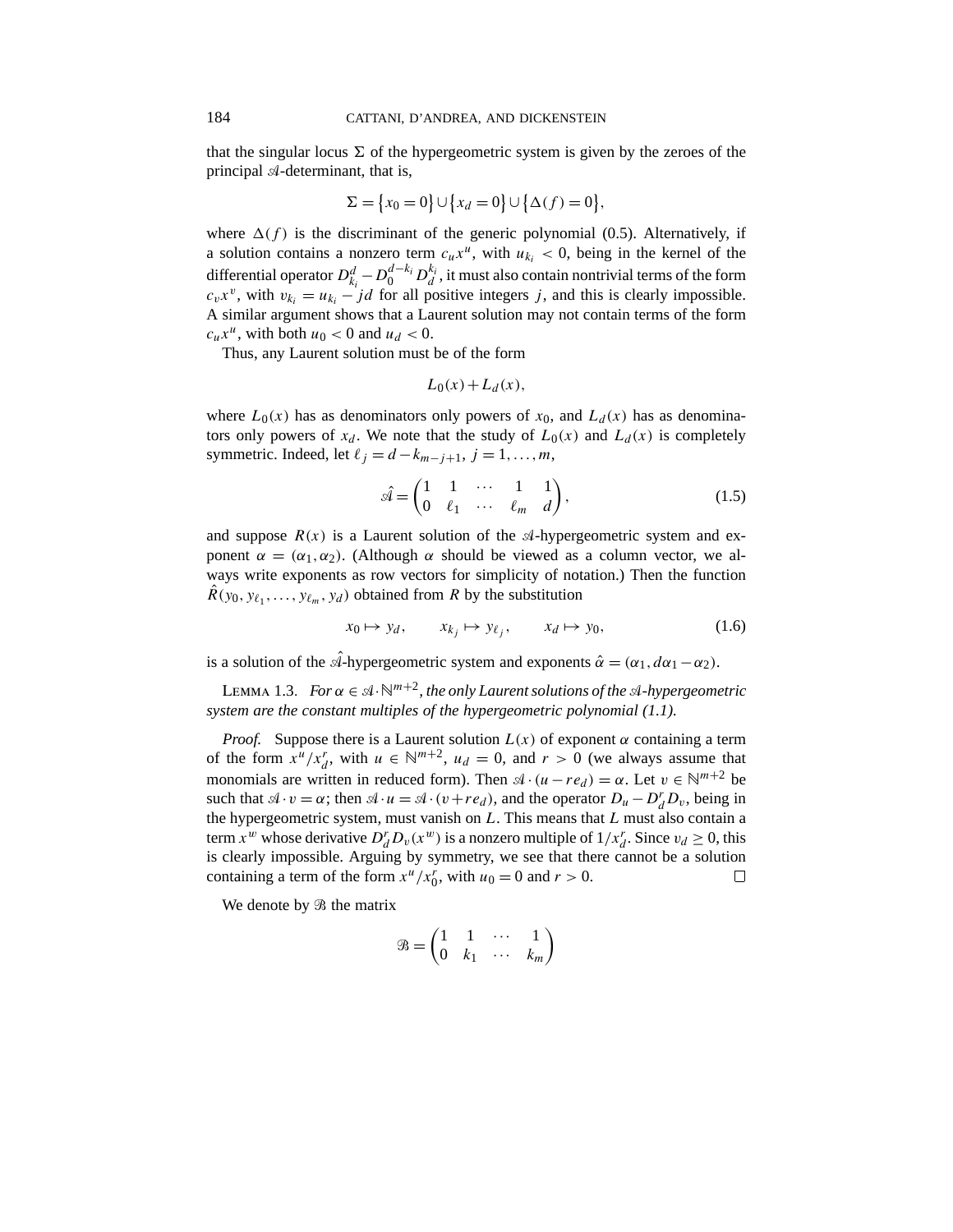that the singular locus $\Sigma$ of the hypergeometric system is given by the zeroes of the principal $\mathscr{A}$-determinant, that is,

$$\Sigma = \{x_0 = 0\} \cup \{x_d = 0\} \cup \{\Delta(f) = 0\},$$

where $\Delta(f)$ is the discriminant of the generic polynomial (0.5). Alternatively, if a solution contains a nonzero term $c_u x^u$, with $u_{k_i} < 0$, being in the kernel of the differential operator $D^d_{k_i} - D_0^{d-k_i} D_d^{k_i}$, it must also contain nontrivial terms of the form $c_v x^v$, with $v_{k_i} = u_{k_i} - jd$ for all positive integers $j$, and this is clearly impossible. A similar argument shows that a Laurent solution may not contain terms of the form $c_u x^u$, with both $u_0 < 0$ and $u_d < 0$.

Thus, any Laurent solution must be of the form

$$L_0(x) + L_d(x),$$

where $L_0(x)$ has as denominators only powers of $x_0$, and $L_d(x)$ has as denominators only powers of $x_d$. We note that the study of $L_0(x)$ and $L_d(x)$ is completely symmetric. Indeed, let $\ell_j = d - k_{m-j+1}$, $j = 1, \dots, m$,

$$\hat{\mathscr{A}} = \begin{pmatrix} 1 & 1 & \cdots & 1 & 1 \\ 0 & \ell_1 & \cdots & \ell_m & d \end{pmatrix}, \tag{1.5}$$

and suppose $R(x)$ is a Laurent solution of the $\mathscr{A}$-hypergeometric system and exponent $\alpha = (\alpha_1, \alpha_2)$. (Although $\alpha$ should be viewed as a column vector, we always write exponents as row vectors for simplicity of notation.) Then the function $\hat{R}(y_0, y_{\ell_1}, \dots, y_{\ell_m}, y_d)$ obtained from $R$ by the substitution

$$x_0 \mapsto y_d, \qquad x_{k_j} \mapsto y_{\ell_j}, \qquad x_d \mapsto y_0, \tag{1.6}$$

is a solution of the $\hat{\mathscr{A}}$-hypergeometric system and exponents $\hat{\alpha} = (\alpha_1, d\alpha_1 - \alpha_2)$.

LEMMA 1.3. *For $\alpha \in \mathscr{A} \cdot \mathbb{N}^{m+2}$, the only Laurent solutions of the $\mathscr{A}$-hypergeometric system are the constant multiples of the hypergeometric polynomial (1.1).*

*Proof.* Suppose there is a Laurent solution $L(x)$ of exponent $\alpha$ containing a term of the form $x^u / x_d^r$, with $u \in \mathbb{N}^{m+2}$, $u_d = 0$, and $r > 0$ (we always assume that monomials are written in reduced form). Then $\mathscr{A} \cdot (u - re_d) = \alpha$. Let $v \in \mathbb{N}^{m+2}$ be such that $\mathscr{A} \cdot v = \alpha$; then $\mathscr{A} \cdot u = \mathscr{A} \cdot (v + re_d)$, and the operator $D_u - D_d^r D_v$, being in the hypergeometric system, must vanish on $L$. This means that $L$ must also contain a term $x^w$ whose derivative $D_d^r D_v(x^w)$ is a nonzero multiple of $1/x_d^r$. Since $v_d \geq 0$, this is clearly impossible. Arguing by symmetry, we see that there cannot be a solution containing a term of the form $x^u / x_0^r$, with $u_0 = 0$ and $r > 0$. $\square$

We denote by $\mathscr{B}$ the matrix

$$\mathscr{B} = \begin{pmatrix} 1 & 1 & \cdots & 1 \\ 0 & k_1 & \cdots & k_m \end{pmatrix}$$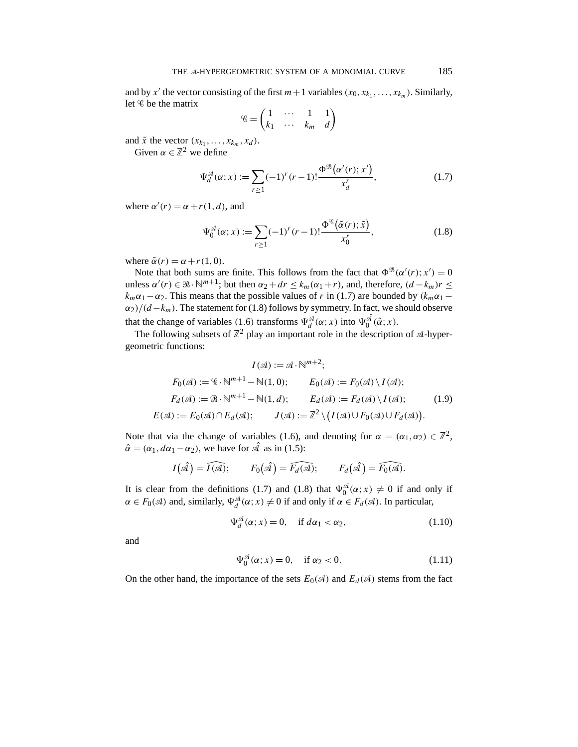and by $x'$ the vector consisting of the first $m+1$ variables $(x_0, x_{k_1}, \dots, x_{k_m})$. Similarly, let $\mathscr{C}$ be the matrix

$$\mathscr{C} = \begin{pmatrix} 1 & \cdots & 1 & 1 \\ k_1 & \cdots & k_m & d \end{pmatrix}$$

and $\tilde{x}$ the vector $(x_{k_1}, \dots, x_{k_m}, x_d)$.

Given $\alpha \in \mathbb{Z}^2$ we define

$$\Psi_d^{\mathscr{A}}(\alpha; x) := \sum_{r \geq 1} (-1)^r (r-1)! \frac{\Phi^{\mathscr{B}}\big(\alpha'(r); x'\big)}{x_d^r}, \tag{1.7}$$

where $\alpha'(r) = \alpha + r(1, d)$, and

$$\Psi_0^{\mathscr{A}}(\alpha; x) := \sum_{r \geq 1} (-1)^r (r-1)! \frac{\Phi^{\mathscr{C}}\big(\tilde{\alpha}(r); \tilde{x}\big)}{x_0^r}, \tag{1.8}$$

where $\tilde{\alpha}(r) = \alpha + r(1, 0)$.

Note that both sums are finite. This follows from the fact that $\Phi^{\mathscr{B}}(\alpha'(r); x') = 0$ unless $\alpha'(r) \in \mathscr{B} \cdot \mathbb{N}^{m+1}$; but then $\alpha_2 + dr \leq k_m(\alpha_1 + r)$, and, therefore, $(d - k_m)r \leq k_m\alpha_1 - \alpha_2$. This means that the possible values of $r$ in (1.7) are bounded by $(k_m\alpha_1 - \alpha_2)/(d - k_m)$. The statement for (1.8) follows by symmetry. In fact, we should observe that the change of variables (1.6) transforms $\Psi_d^{\mathscr{A}}(\alpha; x)$ into $\Psi_0^{\hat{\mathscr{A}}}(\hat{\alpha}; x)$.

The following subsets of $\mathbb{Z}^2$ play an important role in the description of $\mathscr{A}$-hypergeometric functions:

$$\begin{gathered} I(\mathscr{A}) := \mathscr{A} \cdot \mathbb{N}^{m+2}; \\ F_0(\mathscr{A}) := \mathscr{C} \cdot \mathbb{N}^{m+1} - \mathbb{N}(1, 0); \qquad E_0(\mathscr{A}) := F_0(\mathscr{A}) \setminus I(\mathscr{A}); \\ F_d(\mathscr{A}) := \mathscr{B} \cdot \mathbb{N}^{m+1} - \mathbb{N}(1, d); \qquad E_d(\mathscr{A}) := F_d(\mathscr{A}) \setminus I(\mathscr{A}); \\ E(\mathscr{A}) := E_0(\mathscr{A}) \cap E_d(\mathscr{A}); \qquad J(\mathscr{A}) := \mathbb{Z}^2 \setminus \big(I(\mathscr{A}) \cup F_0(\mathscr{A}) \cup F_d(\mathscr{A})\big). \end{gathered} \tag{1.9}$$

Note that via the change of variables (1.6), and denoting for $\alpha = (\alpha_1, \alpha_2) \in \mathbb{Z}^2$, $\hat{\alpha} = (\alpha_1, d\alpha_1 - \alpha_2)$, we have for $\hat{\mathscr{A}}$ as in (1.5):

$$I\big(\hat{\mathscr{A}}\big) = \widehat{I(\mathscr{A})}; \qquad F_0\big(\hat{\mathscr{A}}\big) = \widehat{F_d(\mathscr{A})}; \qquad F_d\big(\hat{\mathscr{A}}\big) = \widehat{F_0(\mathscr{A})}.$$

It is clear from the definitions (1.7) and (1.8) that $\Psi_0^{\mathscr{A}}(\alpha; x) \neq 0$ if and only if $\alpha \in F_0(\mathscr{A})$ and, similarly, $\Psi_d^{\mathscr{A}}(\alpha; x) \neq 0$ if and only if $\alpha \in F_d(\mathscr{A})$. In particular,

$$\Psi_d^{\mathscr{A}}(\alpha; x) = 0, \quad \text{if } d\alpha_1 < \alpha_2, \tag{1.10}$$

and

$$\Psi_0^{\mathscr{A}}(\alpha; x) = 0, \quad \text{if } \alpha_2 < 0. \tag{1.11}$$

On the other hand, the importance of the sets $E_0(\mathscr{A})$ and $E_d(\mathscr{A})$ stems from the fact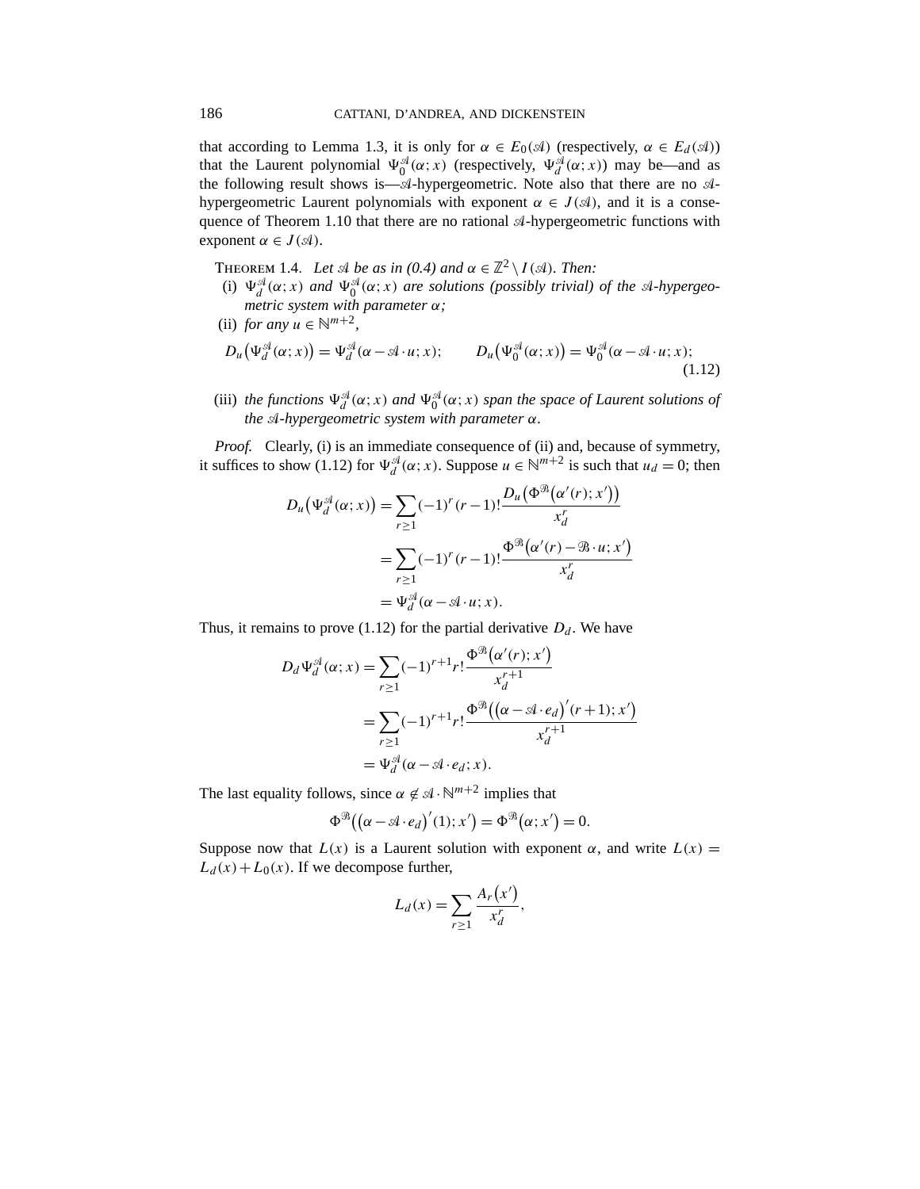that according to Lemma 1.3, it is only for $\alpha \in E_0(\mathcal{A})$ (respectively, $\alpha \in E_d(\mathcal{A})$) that the Laurent polynomial $\Psi_0^{\mathcal{A}}(\alpha; x)$ (respectively, $\Psi_d^{\mathcal{A}}(\alpha; x)$) may be—and as the following result shows is—$\mathcal{A}$-hypergeometric. Note also that there are no $\mathcal{A}$-hypergeometric Laurent polynomials with exponent $\alpha \in J(\mathcal{A})$, and it is a consequence of Theorem 1.10 that there are no rational $\mathcal{A}$-hypergeometric functions with exponent $\alpha \in J(\mathcal{A})$.

THEOREM 1.4. *Let $\mathcal{A}$ be as in (0.4) and $\alpha \in \mathbb{Z}^2 \setminus I(\mathcal{A})$. Then:*

(i) *$\Psi_d^{\mathcal{A}}(\alpha; x)$ and $\Psi_0^{\mathcal{A}}(\alpha; x)$ are solutions (possibly trivial) of the $\mathcal{A}$-hypergeometric system with parameter $\alpha$;*

(ii) *for any $u \in \mathbb{N}^{m+2}$,*

$$D_u\big(\Psi_d^{\mathcal{A}}(\alpha; x)\big) = \Psi_d^{\mathcal{A}}(\alpha - \mathcal{A} \cdot u; x); \qquad D_u\big(\Psi_0^{\mathcal{A}}(\alpha; x)\big) = \Psi_0^{\mathcal{A}}(\alpha - \mathcal{A} \cdot u; x); \tag{1.12}$$

(iii) *the functions $\Psi_d^{\mathcal{A}}(\alpha; x)$ and $\Psi_0^{\mathcal{A}}(\alpha; x)$ span the space of Laurent solutions of the $\mathcal{A}$-hypergeometric system with parameter $\alpha$.*

*Proof.* Clearly, (i) is an immediate consequence of (ii) and, because of symmetry, it suffices to show (1.12) for $\Psi_d^{\mathcal{A}}(\alpha; x)$. Suppose $u \in \mathbb{N}^{m+2}$ is such that $u_d = 0$; then

$$\begin{aligned}
D_u\big(\Psi_d^{\mathcal{A}}(\alpha; x)\big) &= \sum_{r \geq 1} (-1)^r (r-1)! \frac{D_u\big(\Phi^{\mathcal{B}}\big(\alpha'(r); x'\big)\big)}{x_d^r} \\
&= \sum_{r \geq 1} (-1)^r (r-1)! \frac{\Phi^{\mathcal{B}}\big(\alpha'(r) - \mathcal{B} \cdot u; x'\big)}{x_d^r} \\
&= \Psi_d^{\mathcal{A}}(\alpha - \mathcal{A} \cdot u; x).
\end{aligned}$$

Thus, it remains to prove (1.12) for the partial derivative $D_d$. We have

$$\begin{aligned}
D_d \Psi_d^{\mathcal{A}}(\alpha; x) &= \sum_{r \geq 1} (-1)^{r+1} r! \frac{\Phi^{\mathcal{B}}\big(\alpha'(r); x'\big)}{x_d^{r+1}} \\
&= \sum_{r \geq 1} (-1)^{r+1} r! \frac{\Phi^{\mathcal{B}}\big(\big(\alpha - \mathcal{A} \cdot e_d\big)'(r+1); x'\big)}{x_d^{r+1}} \\
&= \Psi_d^{\mathcal{A}}(\alpha - \mathcal{A} \cdot e_d; x).
\end{aligned}$$

The last equality follows, since $\alpha \notin \mathcal{A} \cdot \mathbb{N}^{m+2}$ implies that

$$\Phi^{\mathcal{B}}\big(\big(\alpha - \mathcal{A} \cdot e_d\big)'(1); x'\big) = \Phi^{\mathcal{B}}\big(\alpha; x'\big) = 0.$$

Suppose now that $L(x)$ is a Laurent solution with exponent $\alpha$, and write $L(x) = L_d(x) + L_0(x)$. If we decompose further,

$$L_d(x) = \sum_{r \geq 1} \frac{A_r\big(x'\big)}{x_d^r},$$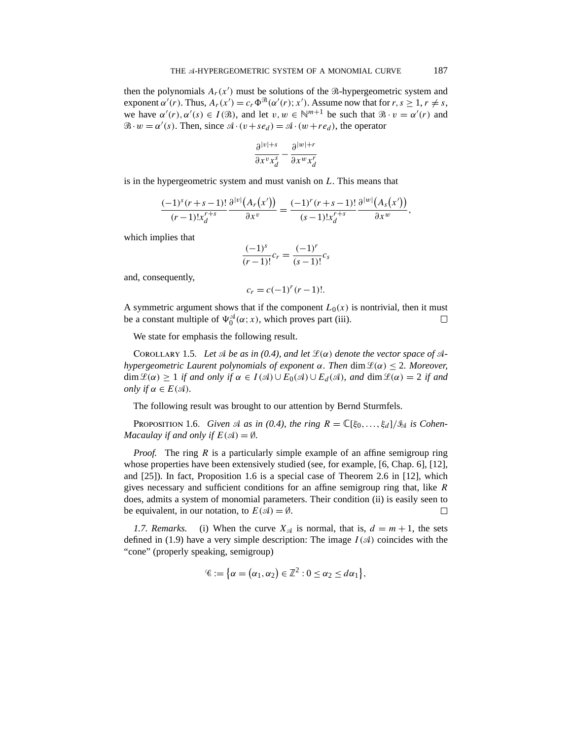then the polynomials $A_r(x')$ must be solutions of the $\mathcal{B}$-hypergeometric system and exponent $\alpha'(r)$. Thus, $A_r(x') = c_r \Phi^{\mathcal{B}}(\alpha'(r); x')$. Assume now that for $r, s \geq 1$, $r \neq s$, we have $\alpha'(r), \alpha'(s) \in I(\mathcal{B})$, and let $v, w \in \mathbb{N}^{m+1}$ be such that $\mathcal{B} \cdot v = \alpha'(r)$ and $\mathcal{B} \cdot w = \alpha'(s)$. Then, since $\mathcal{A} \cdot (v + s e_d) = \mathcal{A} \cdot (w + r e_d)$, the operator

$$\frac{\partial^{|v|+s}}{\partial x^v x_d^s} - \frac{\partial^{|w|+r}}{\partial x^w x_d^r}$$

is in the hypergeometric system and must vanish on $L$. This means that

$$\frac{(-1)^s (r+s-1)!}{(r-1)! x_d^{r+s}} \frac{\partial^{|v|}\big(A_r(x')\big)}{\partial x^v} = \frac{(-1)^r (r+s-1)!}{(s-1)! x_d^{r+s}} \frac{\partial^{|w|}\big(A_s(x')\big)}{\partial x^w},$$

which implies that

$$\frac{(-1)^s}{(r-1)!} c_r = \frac{(-1)^r}{(s-1)!} c_s$$

and, consequently,

$$c_r = c(-1)^r (r-1)!.$$

A symmetric argument shows that if the component $L_0(x)$ is nontrivial, then it must be a constant multiple of $\Psi_0^{\mathcal{A}}(\alpha; x)$, which proves part (iii). □

We state for emphasis the following result.

Corollary 1.5. *Let $\mathcal{A}$ be as in (0.4), and let $\mathcal{L}(\alpha)$ denote the vector space of $\mathcal{A}$-hypergeometric Laurent polynomials of exponent $\alpha$. Then $\dim \mathcal{L}(\alpha) \leq 2$. Moreover, $\dim \mathcal{L}(\alpha) \geq 1$ if and only if $\alpha \in I(\mathcal{A}) \cup E_0(\mathcal{A}) \cup E_d(\mathcal{A})$, and $\dim \mathcal{L}(\alpha) = 2$ if and only if $\alpha \in E(\mathcal{A})$.*

The following result was brought to our attention by Bernd Sturmfels.

Proposition 1.6. *Given $\mathcal{A}$ as in (0.4), the ring $R = \mathbb{C}[\xi_0, \ldots, \xi_d]/\mathcal{I}_{\mathcal{A}}$ is Cohen-Macaulay if and only if $E(\mathcal{A}) = \emptyset$.*

*Proof.* The ring $R$ is a particularly simple example of an affine semigroup ring whose properties have been extensively studied (see, for example, [6, Chap. 6], [12], and [25]). In fact, Proposition 1.6 is a special case of Theorem 2.6 in [12], which gives necessary and sufficient conditions for an affine semigroup ring that, like $R$ does, admits a system of monomial parameters. Their condition (ii) is easily seen to be equivalent, in our notation, to $E(\mathcal{A}) = \emptyset$. □

*1.7. Remarks.* (i) When the curve $X_{\mathcal{A}}$ is normal, that is, $d = m + 1$, the sets defined in (1.9) have a very simple description: The image $I(\mathcal{A})$ coincides with the "cone" (properly speaking, semigroup)

$$\mathcal{C} := \big\{\alpha = (\alpha_1, \alpha_2) \in \mathbb{Z}^2 : 0 \leq \alpha_2 \leq d\alpha_1\big\},$$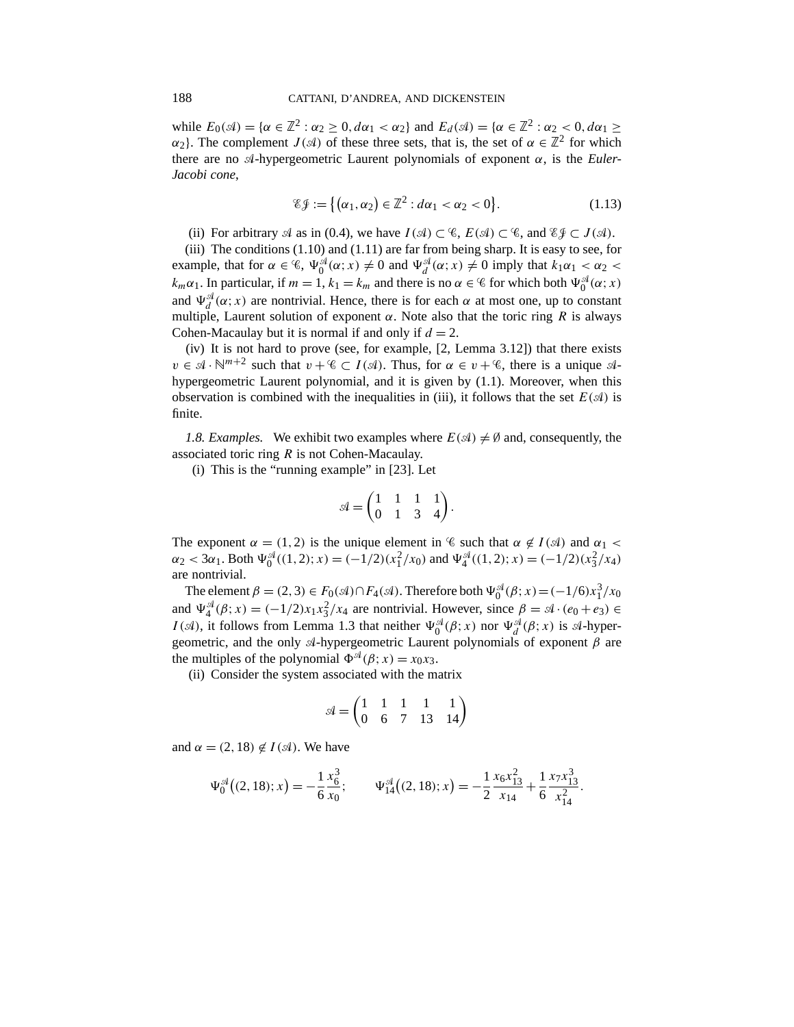while $E_0(\mathscr{A}) = \{\alpha \in \mathbb{Z}^2 : \alpha_2 \geq 0, d\alpha_1 < \alpha_2\}$ and $E_d(\mathscr{A}) = \{\alpha \in \mathbb{Z}^2 : \alpha_2 < 0, d\alpha_1 \geq \alpha_2\}$. The complement $J(\mathscr{A})$ of these three sets, that is, the set of $\alpha \in \mathbb{Z}^2$ for which there are no $\mathscr{A}$-hypergeometric Laurent polynomials of exponent $\alpha$, is the *Euler-Jacobi cone*,

$$\mathscr{E}\mathscr{J} := \{(\alpha_1, \alpha_2) \in \mathbb{Z}^2 : d\alpha_1 < \alpha_2 < 0\}. \tag{1.13}$$

(ii) For arbitrary $\mathscr{A}$ as in (0.4), we have $I(\mathscr{A}) \subset \mathscr{C}$, $E(\mathscr{A}) \subset \mathscr{C}$, and $\mathscr{E}\mathscr{J} \subset J(\mathscr{A})$.

(iii) The conditions (1.10) and (1.11) are far from being sharp. It is easy to see, for example, that for $\alpha \in \mathscr{C}$, $\Psi_0^{\mathscr{A}}(\alpha; x) \neq 0$ and $\Psi_d^{\mathscr{A}}(\alpha; x) \neq 0$ imply that $k_1\alpha_1 < \alpha_2 < k_m\alpha_1$. In particular, if $m = 1$, $k_1 = k_m$ and there is no $\alpha \in \mathscr{C}$ for which both $\Psi_0^{\mathscr{A}}(\alpha; x)$ and $\Psi_d^{\mathscr{A}}(\alpha; x)$ are nontrivial. Hence, there is for each $\alpha$ at most one, up to constant multiple, Laurent solution of exponent $\alpha$. Note also that the toric ring $R$ is always Cohen-Macaulay but it is normal if and only if $d = 2$.

(iv) It is not hard to prove (see, for example, [2, Lemma 3.12]) that there exists $v \in \mathscr{A} \cdot \mathbb{N}^{m+2}$ such that $v + \mathscr{C} \subset I(\mathscr{A})$. Thus, for $\alpha \in v + \mathscr{C}$, there is a unique $\mathscr{A}$-hypergeometric Laurent polynomial, and it is given by (1.1). Moreover, when this observation is combined with the inequalities in (iii), it follows that the set $E(\mathscr{A})$ is finite.

*1.8. Examples.* We exhibit two examples where $E(\mathscr{A}) \neq \emptyset$ and, consequently, the associated toric ring $R$ is not Cohen-Macaulay.

(i) This is the "running example" in [23]. Let

$$\mathscr{A} = \begin{pmatrix} 1 & 1 & 1 & 1 \\ 0 & 1 & 3 & 4 \end{pmatrix}.$$

The exponent $\alpha = (1, 2)$ is the unique element in $\mathscr{C}$ such that $\alpha \notin I(\mathscr{A})$ and $\alpha_1 < \alpha_2 < 3\alpha_1$. Both $\Psi_0^{\mathscr{A}}((1,2); x) = (-1/2)(x_1^2/x_0)$ and $\Psi_4^{\mathscr{A}}((1,2); x) = (-1/2)(x_3^2/x_4)$ are nontrivial.

The element $\beta = (2, 3) \in F_0(\mathscr{A}) \cap F_4(\mathscr{A})$. Therefore both $\Psi_0^{\mathscr{A}}(\beta; x) = (-1/6)x_1^3/x_0$ and $\Psi_4^{\mathscr{A}}(\beta; x) = (-1/2)x_1x_3^2/x_4$ are nontrivial. However, since $\beta = \mathscr{A} \cdot (e_0 + e_3) \in I(\mathscr{A})$, it follows from Lemma 1.3 that neither $\Psi_0^{\mathscr{A}}(\beta; x)$ nor $\Psi_d^{\mathscr{A}}(\beta; x)$ is $\mathscr{A}$-hypergeometric, and the only $\mathscr{A}$-hypergeometric Laurent polynomials of exponent $\beta$ are the multiples of the polynomial $\Phi^{\mathscr{A}}(\beta; x) = x_0x_3$.

(ii) Consider the system associated with the matrix

$$\mathscr{A} = \begin{pmatrix} 1 & 1 & 1 & 1 & 1 \\ 0 & 6 & 7 & 13 & 14 \end{pmatrix}$$

and $\alpha = (2, 18) \notin I(\mathscr{A})$. We have

$$\Psi_0^{\mathscr{A}}((2,18); x) = -\frac{1}{6}\frac{x_6^3}{x_0}; \qquad \Psi_{14}^{\mathscr{A}}((2,18); x) = -\frac{1}{2}\frac{x_6x_{13}^2}{x_{14}} + \frac{1}{6}\frac{x_7x_{13}^3}{x_{14}^2}.$$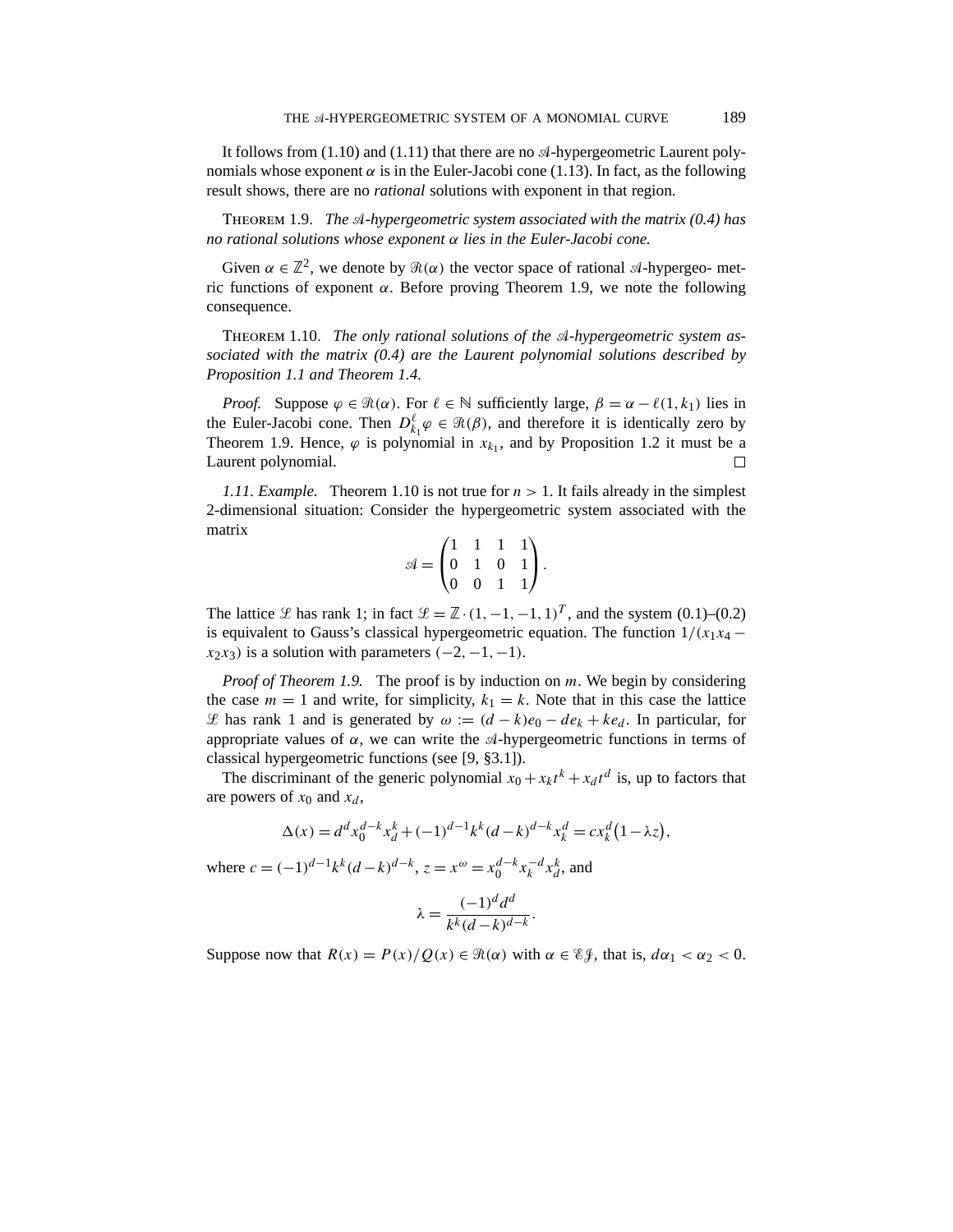It follows from (1.10) and (1.11) that there are no $\mathcal{A}$-hypergeometric Laurent polynomials whose exponent $\alpha$ is in the Euler-Jacobi cone (1.13). In fact, as the following result shows, there are no *rational* solutions with exponent in that region.

THEOREM 1.9. *The $\mathcal{A}$-hypergeometric system associated with the matrix (0.4) has no rational solutions whose exponent $\alpha$ lies in the Euler-Jacobi cone.*

Given $\alpha \in \mathbb{Z}^2$, we denote by $\mathcal{R}(\alpha)$ the vector space of rational $\mathcal{A}$-hypergeo- metric functions of exponent $\alpha$. Before proving Theorem 1.9, we note the following consequence.

THEOREM 1.10. *The only rational solutions of the $\mathcal{A}$-hypergeometric system associated with the matrix (0.4) are the Laurent polynomial solutions described by Proposition 1.1 and Theorem 1.4.*

*Proof.* Suppose $\varphi \in \mathcal{R}(\alpha)$. For $\ell \in \mathbb{N}$ sufficiently large, $\beta = \alpha - \ell(1, k_1)$ lies in the Euler-Jacobi cone. Then $D_{k_1}^{\ell}\varphi \in \mathcal{R}(\beta)$, and therefore it is identically zero by Theorem 1.9. Hence, $\varphi$ is polynomial in $x_{k_1}$, and by Proposition 1.2 it must be a Laurent polynomial. $\square$

*1.11. Example.* Theorem 1.10 is not true for $n > 1$. It fails already in the simplest 2-dimensional situation: Consider the hypergeometric system associated with the matrix

$$\mathcal{A} = \begin{pmatrix} 1 & 1 & 1 & 1 \\ 0 & 1 & 0 & 1 \\ 0 & 0 & 1 & 1 \end{pmatrix}.$$

The lattice $\mathcal{L}$ has rank 1; in fact $\mathcal{L} = \mathbb{Z} \cdot (1, -1, -1, 1)^T$, and the system (0.1)–(0.2) is equivalent to Gauss's classical hypergeometric equation. The function $1/(x_1x_4 - x_2x_3)$ is a solution with parameters $(-2, -1, -1)$.

*Proof of Theorem 1.9.* The proof is by induction on $m$. We begin by considering the case $m = 1$ and write, for simplicity, $k_1 = k$. Note that in this case the lattice $\mathcal{L}$ has rank 1 and is generated by $\omega := (d-k)e_0 - de_k + ke_d$. In particular, for appropriate values of $\alpha$, we can write the $\mathcal{A}$-hypergeometric functions in terms of classical hypergeometric functions (see [9, §3.1]).

The discriminant of the generic polynomial $x_0 + x_k t^k + x_d t^d$ is, up to factors that are powers of $x_0$ and $x_d$,

$$\Delta(x) = d^d x_0^{d-k} x_d^k + (-1)^{d-1} k^k (d-k)^{d-k} x_k^d = c x_k^d \big(1 - \lambda z\big),$$

where $c = (-1)^{d-1} k^k (d-k)^{d-k}$, $z = x^{\omega} = x_0^{d-k} x_k^{-d} x_d^k$, and

$$\lambda = \frac{(-1)^d d^d}{k^k (d-k)^{d-k}}.$$

Suppose now that $R(x) = P(x)/Q(x) \in \mathcal{R}(\alpha)$ with $\alpha \in \mathcal{E}\mathcal{J}$, that is, $d\alpha_1 < \alpha_2 < 0$.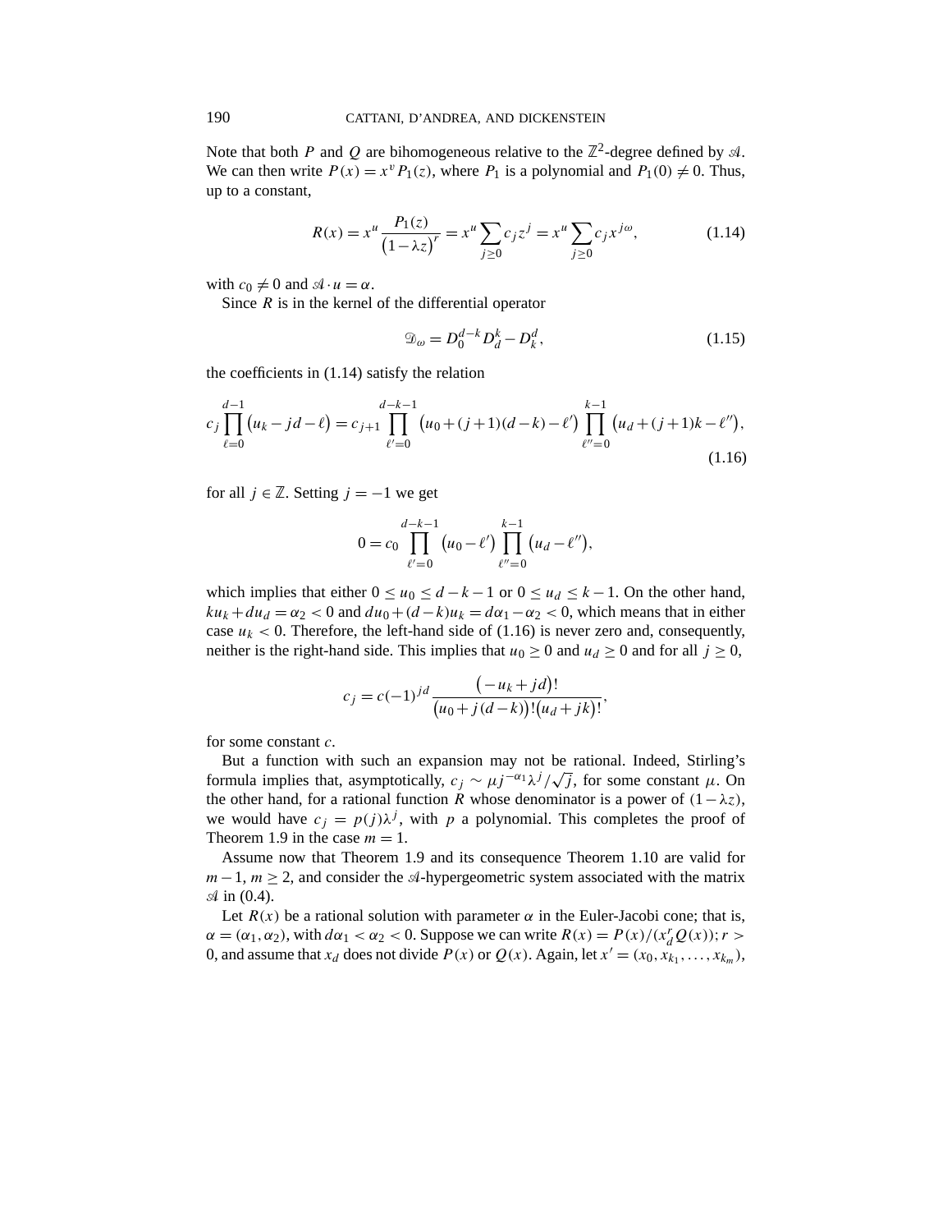Note that both $P$ and $Q$ are bihomogeneous relative to the $\mathbb{Z}^2$-degree defined by $\mathscr{A}$. We can then write $P(x) = x^v P_1(z)$, where $P_1$ is a polynomial and $P_1(0) \neq 0$. Thus, up to a constant,

$$R(x) = x^u \frac{P_1(z)}{\left(1-\lambda z\right)^r} = x^u \sum_{j\geq 0} c_j z^j = x^u \sum_{j \geq 0} c_j x^{j\omega}, \tag{1.14}$$

with $c_0 \neq 0$ and $\mathscr{A} \cdot u = \alpha$.

Since $R$ is in the kernel of the differential operator

$$\mathscr{D}_\omega = D_0^{d-k} D_d^k - D_k^d, \tag{1.15}$$

the coefficients in (1.14) satisfy the relation

$$c_j \prod_{\ell=0}^{d-1} \left(u_k - jd - \ell\right) = c_{j+1} \prod_{\ell'=0}^{d-k-1} \left(u_0 + (j+1)(d-k) - \ell'\right) \prod_{\ell''=0}^{k-1} \left(u_d + (j+1)k - \ell''\right), \tag{1.16}$$

for all $j \in \mathbb{Z}$. Setting $j = -1$ we get

$$0 = c_0 \prod_{\ell'=0}^{d-k-1} \left(u_0 - \ell'\right) \prod_{\ell''=0}^{k-1} \left(u_d - \ell''\right),$$

which implies that either $0 \leq u_0 \leq d-k-1$ or $0 \leq u_d \leq k-1$. On the other hand, $ku_k + du_d = \alpha_2 < 0$ and $du_0 + (d-k)u_k = d\alpha_1 - \alpha_2 < 0$, which means that in either case $u_k < 0$. Therefore, the left-hand side of (1.16) is never zero and, consequently, neither is the right-hand side. This implies that $u_0 \geq 0$ and $u_d \geq 0$ and for all $j \geq 0$,

$$c_j = c(-1)^{jd} \frac{\left(-u_k + jd\right)!}{\left(u_0 + j(d-k)\right)!\left(u_d + jk\right)!},$$

for some constant $c$.

But a function with such an expansion may not be rational. Indeed, Stirling's formula implies that, asymptotically, $c_j \sim \mu j^{-\alpha_1} \lambda^j / \sqrt{j}$, for some constant $\mu$. On the other hand, for a rational function $R$ whose denominator is a power of $(1-\lambda z)$, we would have $c_j = p(j)\lambda^j$, with $p$ a polynomial. This completes the proof of Theorem 1.9 in the case $m = 1$.

Assume now that Theorem 1.9 and its consequence Theorem 1.10 are valid for $m-1$, $m \geq 2$, and consider the $\mathscr{A}$-hypergeometric system associated with the matrix $\mathscr{A}$ in (0.4).

Let $R(x)$ be a rational solution with parameter $\alpha$ in the Euler-Jacobi cone; that is, $\alpha = (\alpha_1, \alpha_2)$, with $d\alpha_1 < \alpha_2 < 0$. Suppose we can write $R(x) = P(x)/(x_d^r Q(x))$; $r > 0$, and assume that $x_d$ does not divide $P(x)$ or $Q(x)$. Again, let $x' = (x_0, x_{k_1}, \ldots, x_{k_m})$,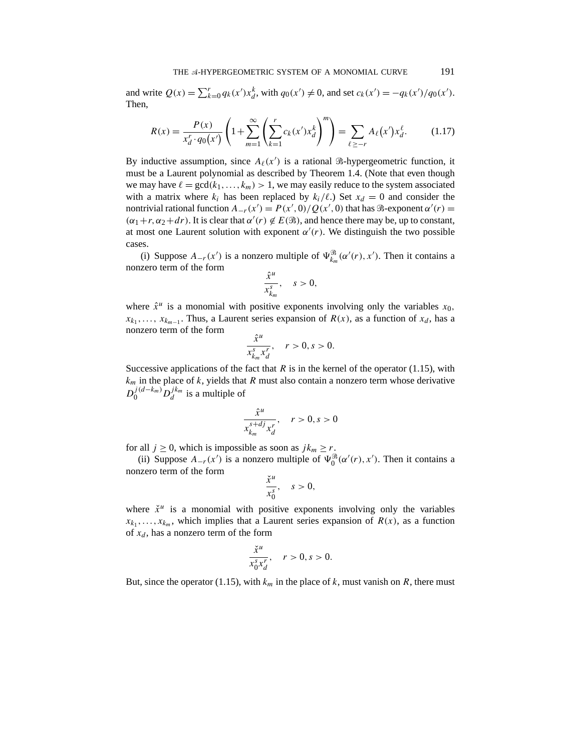and write $Q(x) = \sum_{k=0}^{r} q_k(x')x_d^k$, with $q_0(x') \neq 0$, and set $c_k(x') = -q_k(x')/q_0(x')$. Then,

$$R(x) = \frac{P(x)}{x_d^r \cdot q_0(x')} \left(1 + \sum_{m=1}^{\infty} \left(\sum_{k=1}^{r} c_k(x')x_d^k\right)^m\right) = \sum_{\ell \geq -r} A_\ell(x')x_d^\ell. \tag{1.17}$$

By inductive assumption, since $A_\ell(x')$ is a rational $\mathcal{B}$-hypergeometric function, it must be a Laurent polynomial as described by Theorem 1.4. (Note that even though we may have $\ell = \gcd(k_1, \ldots, k_m) > 1$, we may easily reduce to the system associated with a matrix where $k_i$ has been replaced by $k_i/\ell$.) Set $x_d = 0$ and consider the nontrivial rational function $A_{-r}(x') = P(x', 0)/Q(x', 0)$ that has $\mathcal{B}$-exponent $\alpha'(r) = (\alpha_1 + r, \alpha_2 + dr)$. It is clear that $\alpha'(r) \notin E(\mathcal{B})$, and hence there may be, up to constant, at most one Laurent solution with exponent $\alpha'(r)$. We distinguish the two possible cases.

(i) Suppose $A_{-r}(x')$ is a nonzero multiple of $\Psi_{k_m}^{\mathcal{B}}(\alpha'(r), x')$. Then it contains a nonzero term of the form

$$\frac{\hat{x}^u}{x_{k_m}^s}, \quad s > 0,$$

where $\hat{x}^u$ is a monomial with positive exponents involving only the variables $x_0$, $x_{k_1}, \ldots, x_{k_{m-1}}$. Thus, a Laurent series expansion of $R(x)$, as a function of $x_d$, has a nonzero term of the form

$$\frac{\hat{x}^u}{x_{k_m}^s x_d^r}, \quad r > 0, s > 0.$$

Successive applications of the fact that $R$ is in the kernel of the operator (1.15), with $k_m$ in the place of $k$, yields that $R$ must also contain a nonzero term whose derivative $D_0^{j(d-k_m)} D_d^{jk_m}$ is a multiple of

$$\frac{\hat{x}^u}{x_{k_m}^{s+dj} x_d^r}, \quad r > 0, s > 0$$

for all $j \geq 0$, which is impossible as soon as $jk_m \geq r$.

(ii) Suppose $A_{-r}(x')$ is a nonzero multiple of $\Psi_0^{\mathcal{B}}(\alpha'(r), x')$. Then it contains a nonzero term of the form

$$\frac{\check{x}^u}{x_0^s}, \quad s > 0,$$

where $\check{x}^u$ is a monomial with positive exponents involving only the variables $x_{k_1}, \ldots, x_{k_m}$, which implies that a Laurent series expansion of $R(x)$, as a function of $x_d$, has a nonzero term of the form

$$\frac{\check{x}^u}{x_0^s x_d^r}, \quad r > 0, s > 0.$$

But, since the operator (1.15), with $k_m$ in the place of $k$, must vanish on $R$, there must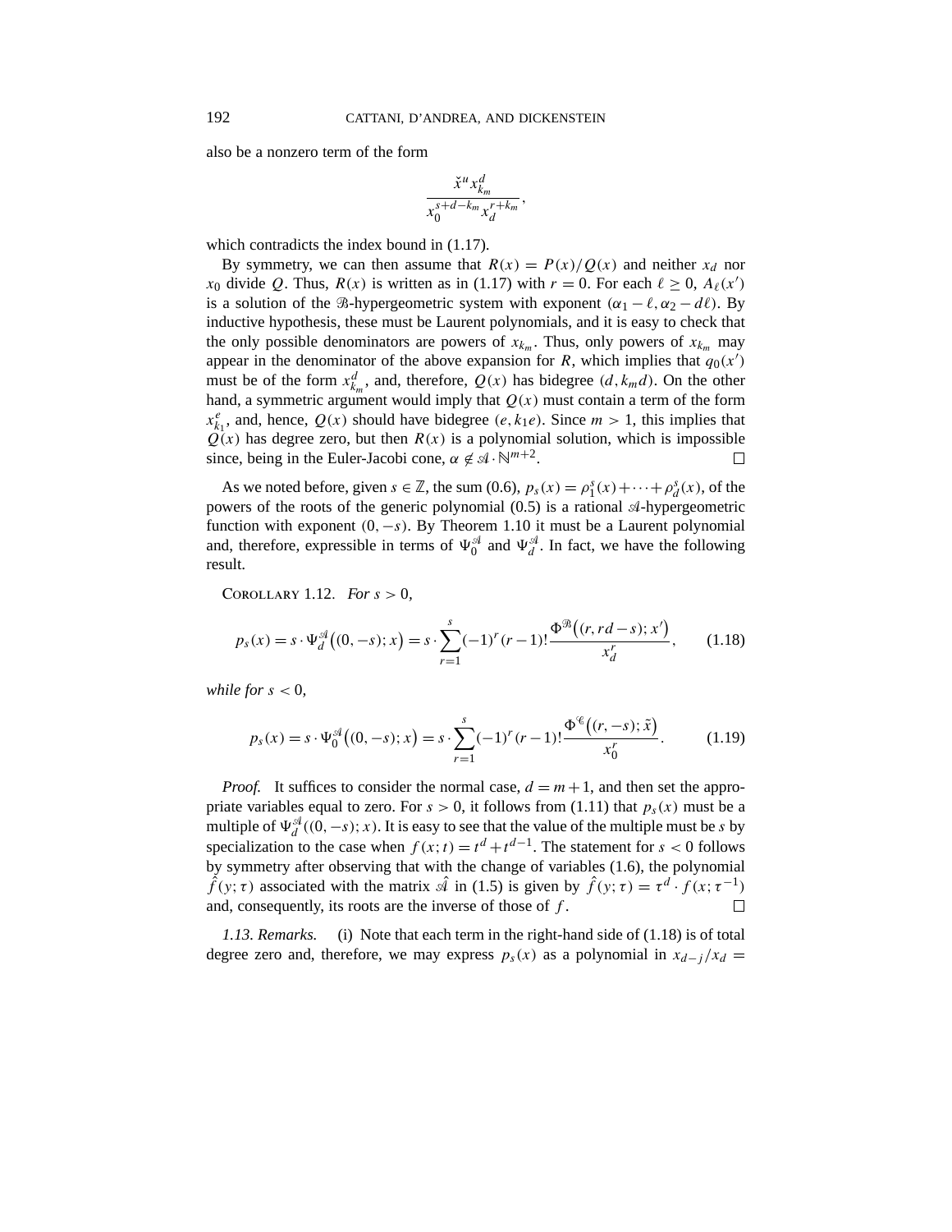also be a nonzero term of the form

$$\frac{\check{x}^u x_{k_m}^d}{x_0^{s+d-k_m} x_d^{r+k_m}},$$

which contradicts the index bound in (1.17).

By symmetry, we can then assume that $R(x) = P(x)/Q(x)$ and neither $x_d$ nor $x_0$ divide $Q$. Thus, $R(x)$ is written as in (1.17) with $r = 0$. For each $\ell \geq 0$, $A_\ell(x')$ is a solution of the $\mathscr{B}$-hypergeometric system with exponent $(\alpha_1 - \ell, \alpha_2 - d\ell)$. By inductive hypothesis, these must be Laurent polynomials, and it is easy to check that the only possible denominators are powers of $x_{k_m}$. Thus, only powers of $x_{k_m}$ may appear in the denominator of the above expansion for $R$, which implies that $q_0(x')$ must be of the form $x_{k_m}^d$, and, therefore, $Q(x)$ has bidegree $(d, k_m d)$. On the other hand, a symmetric argument would imply that $Q(x)$ must contain a term of the form $x_{k_1}^e$, and, hence, $Q(x)$ should have bidegree $(e, k_1 e)$. Since $m > 1$, this implies that $Q(x)$ has degree zero, but then $R(x)$ is a polynomial solution, which is impossible since, being in the Euler-Jacobi cone, $\alpha \notin \mathscr{A} \cdot \mathbb{N}^{m+2}$. $\square$

As we noted before, given $s \in \mathbb{Z}$, the sum (0.6), $p_s(x) = \rho_1^s(x) + \cdots + \rho_d^s(x)$, of the powers of the roots of the generic polynomial (0.5) is a rational $\mathscr{A}$-hypergeometric function with exponent $(0, -s)$. By Theorem 1.10 it must be a Laurent polynomial and, therefore, expressible in terms of $\Psi_0^{\mathscr{A}}$ and $\Psi_d^{\mathscr{A}}$. In fact, we have the following result.

Corollary 1.12. *For $s > 0$,*

$$p_s(x) = s \cdot \Psi_d^{\mathscr{A}}\big((0, -s); x\big) = s \cdot \sum_{r=1}^{s} (-1)^r (r-1)! \frac{\Phi^{\mathscr{B}}\big((r, rd - s); x'\big)}{x_d^r}, \tag{1.18}$$

*while for $s < 0$,*

$$p_s(x) = s \cdot \Psi_0^{\mathscr{A}}\big((0, -s); x\big) = s \cdot \sum_{r=1}^{s} (-1)^r (r-1)! \frac{\Phi^{\mathscr{C}}\big((r, -s); \tilde{x}\big)}{x_0^r}. \tag{1.19}$$

*Proof.* It suffices to consider the normal case, $d = m + 1$, and then set the appropriate variables equal to zero. For $s > 0$, it follows from (1.11) that $p_s(x)$ must be a multiple of $\Psi_d^{\mathscr{A}}((0, -s); x)$. It is easy to see that the value of the multiple must be $s$ by specialization to the case when $f(x; t) = t^d + t^{d-1}$. The statement for $s < 0$ follows by symmetry after observing that with the change of variables (1.6), the polynomial $\hat{f}(y; \tau)$ associated with the matrix $\hat{\mathscr{A}}$ in (1.5) is given by $\hat{f}(y; \tau) = \tau^d \cdot f(x; \tau^{-1})$ and, consequently, its roots are the inverse of those of $f$. $\square$

*1.13. Remarks.* (i) Note that each term in the right-hand side of (1.18) is of total degree zero and, therefore, we may express $p_s(x)$ as a polynomial in $x_{d-j}/x_d =$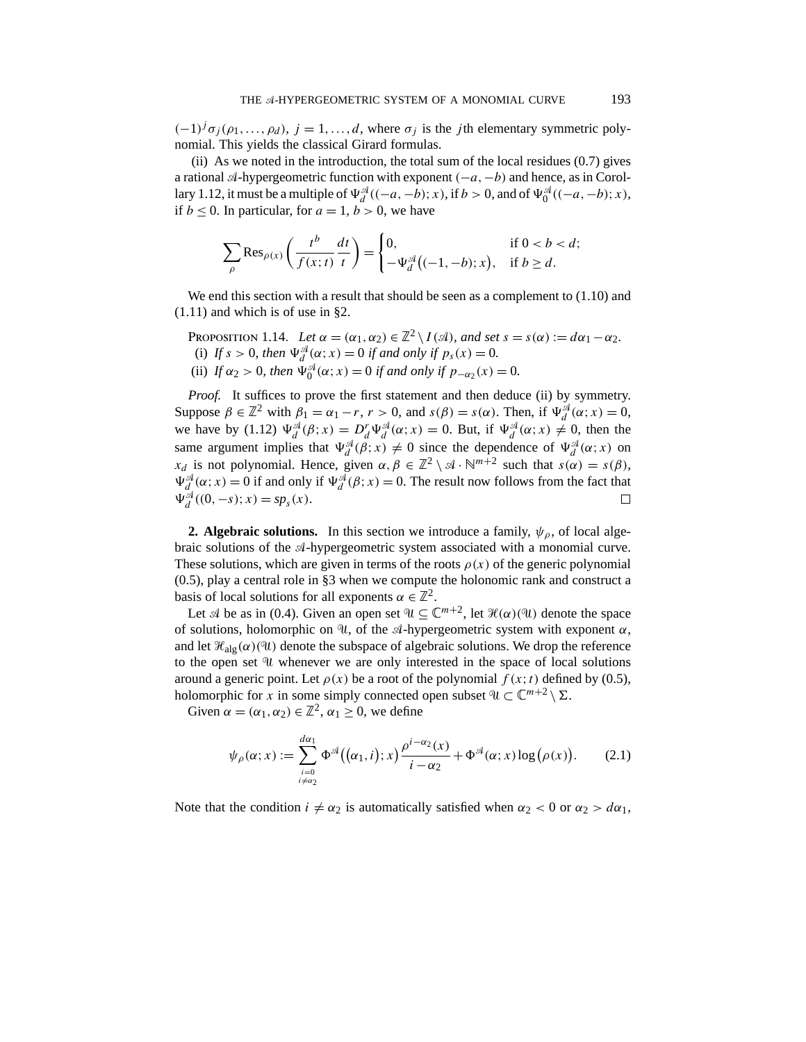$(-1)^j \sigma_j(\rho_1, \ldots, \rho_d)$, $j = 1, \ldots, d$, where $\sigma_j$ is the $j$th elementary symmetric polynomial. This yields the classical Girard formulas.

(ii) As we noted in the introduction, the total sum of the local residues (0.7) gives a rational $\mathscr{A}$-hypergeometric function with exponent $(-a, -b)$ and hence, as in Corollary 1.12, it must be a multiple of $\Psi_d^{\mathscr{A}}((-a, -b); x)$, if $b > 0$, and of $\Psi_0^{\mathscr{A}}((-a, -b); x)$, if $b \leq 0$. In particular, for $a = 1$, $b > 0$, we have

$$\sum_\rho \operatorname{Res}_{\rho(x)} \left( \frac{t^b}{f(x;t)} \frac{dt}{t} \right) = \begin{cases} 0, & \text{if } 0 < b < d; \\ -\Psi_d^{\mathscr{A}}\big((-1, -b); x\big), & \text{if } b \geq d. \end{cases}$$

We end this section with a result that should be seen as a complement to (1.10) and (1.11) and which is of use in §2.

Proposition 1.14. *Let $\alpha = (\alpha_1, \alpha_2) \in \mathbb{Z}^2 \setminus I(\mathscr{A})$, and set $s = s(\alpha) := d\alpha_1 - \alpha_2$.*
(i) *If $s > 0$, then $\Psi_d^{\mathscr{A}}(\alpha; x) = 0$ if and only if $p_s(x) = 0$.*
(ii) *If $\alpha_2 > 0$, then $\Psi_0^{\mathscr{A}}(\alpha; x) = 0$ if and only if $p_{-\alpha_2}(x) = 0$.*

*Proof.* It suffices to prove the first statement and then deduce (ii) by symmetry. Suppose $\beta \in \mathbb{Z}^2$ with $\beta_1 = \alpha_1 - r$, $r > 0$, and $s(\beta) = s(\alpha)$. Then, if $\Psi_d^{\mathscr{A}}(\alpha; x) = 0$, we have by (1.12) $\Psi_d^{\mathscr{A}}(\beta; x) = D_d^r \Psi_d^{\mathscr{A}}(\alpha; x) = 0$. But, if $\Psi_d^{\mathscr{A}}(\alpha; x) \neq 0$, then the same argument implies that $\Psi_d^{\mathscr{A}}(\beta; x) \neq 0$ since the dependence of $\Psi_d^{\mathscr{A}}(\alpha; x)$ on $x_d$ is not polynomial. Hence, given $\alpha, \beta \in \mathbb{Z}^2 \setminus \mathscr{A} \cdot \mathbb{N}^{m+2}$ such that $s(\alpha) = s(\beta)$, $\Psi_d^{\mathscr{A}}(\alpha; x) = 0$ if and only if $\Psi_d^{\mathscr{A}}(\beta; x) = 0$. The result now follows from the fact that $\Psi_d^{\mathscr{A}}((0, -s); x) = sp_s(x)$. □

**2. Algebraic solutions.** In this section we introduce a family, $\psi_\rho$, of local algebraic solutions of the $\mathscr{A}$-hypergeometric system associated with a monomial curve. These solutions, which are given in terms of the roots $\rho(x)$ of the generic polynomial (0.5), play a central role in §3 when we compute the holonomic rank and construct a basis of local solutions for all exponents $\alpha \in \mathbb{Z}^2$.

Let $\mathscr{A}$ be as in (0.4). Given an open set $\mathscr{U} \subseteq \mathbb{C}^{m+2}$, let $\mathscr{H}(\alpha)(\mathscr{U})$ denote the space of solutions, holomorphic on $\mathscr{U}$, of the $\mathscr{A}$-hypergeometric system with exponent $\alpha$, and let $\mathscr{H}_{\text{alg}}(\alpha)(\mathscr{U})$ denote the subspace of algebraic solutions. We drop the reference to the open set $\mathscr{U}$ whenever we are only interested in the space of local solutions around a generic point. Let $\rho(x)$ be a root of the polynomial $f(x;t)$ defined by (0.5), holomorphic for $x$ in some simply connected open subset $\mathscr{U} \subset \mathbb{C}^{m+2} \setminus \Sigma$.

Given $\alpha = (\alpha_1, \alpha_2) \in \mathbb{Z}^2$, $\alpha_1 \geq 0$, we define

$$\psi_\rho(\alpha; x) := \sum_{\substack{i=0 \\ i \neq \alpha_2}}^{d\alpha_1} \Phi^{\mathscr{A}}\big((\alpha_1, i); x\big) \frac{\rho^{i-\alpha_2}(x)}{i - \alpha_2} + \Phi^{\mathscr{A}}(\alpha; x) \log\big(\rho(x)\big). \tag{2.1}$$

Note that the condition $i \neq \alpha_2$ is automatically satisfied when $\alpha_2 < 0$ or $\alpha_2 > d\alpha_1$,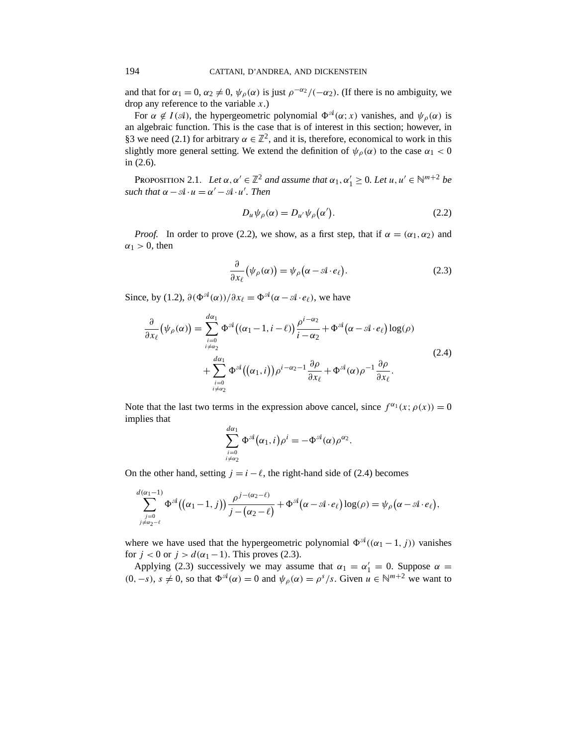and that for $\alpha_1 = 0$, $\alpha_2 \neq 0$, $\psi_\rho(\alpha)$ is just $\rho^{-\alpha_2}/(-\alpha_2)$. (If there is no ambiguity, we drop any reference to the variable $x$.)

For $\alpha \notin I(\mathcal{A})$, the hypergeometric polynomial $\Phi^{\mathcal{A}}(\alpha; x)$ vanishes, and $\psi_\rho(\alpha)$ is an algebraic function. This is the case that is of interest in this section; however, in §3 we need (2.1) for arbitrary $\alpha \in \mathbb{Z}^2$, and it is, therefore, economical to work in this slightly more general setting. We extend the definition of $\psi_\rho(\alpha)$ to the case $\alpha_1 < 0$ in (2.6).

Proposition 2.1. *Let $\alpha, \alpha' \in \mathbb{Z}^2$ and assume that $\alpha_1, \alpha'_1 \geq 0$. Let $u, u' \in \mathbb{N}^{m+2}$ be such that $\alpha - \mathcal{A} \cdot u = \alpha' - \mathcal{A} \cdot u'$. Then*

$$D_u \psi_\rho(\alpha) = D_{u'} \psi_\rho(\alpha'). \tag{2.2}$$

*Proof.* In order to prove (2.2), we show, as a first step, that if $\alpha = (\alpha_1, \alpha_2)$ and $\alpha_1 > 0$, then

$$\frac{\partial}{\partial x_\ell}\big(\psi_\rho(\alpha)\big) = \psi_\rho\big(\alpha - \mathcal{A} \cdot e_\ell\big). \tag{2.3}$$

Since, by (1.2), $\partial(\Phi^{\mathcal{A}}(\alpha))/\partial x_\ell = \Phi^{\mathcal{A}}(\alpha - \mathcal{A} \cdot e_\ell)$, we have

$$\begin{aligned}
\frac{\partial}{\partial x_\ell}\big(\psi_\rho(\alpha)\big) &= \sum_{\substack{i=0 \\ i \neq \alpha_2}}^{d\alpha_1} \Phi^{\mathcal{A}}\big((\alpha_1 - 1, i - \ell)\big) \frac{\rho^{i-\alpha_2}}{i - \alpha_2} + \Phi^{\mathcal{A}}\big(\alpha - \mathcal{A} \cdot e_\ell\big) \log(\rho) \\
&\quad + \sum_{\substack{i=0 \\ i \neq \alpha_2}}^{d\alpha_1} \Phi^{\mathcal{A}}\big((\alpha_1, i)\big) \rho^{i-\alpha_2-1} \frac{\partial \rho}{\partial x_\ell} + \Phi^{\mathcal{A}}(\alpha) \rho^{-1} \frac{\partial \rho}{\partial x_\ell}.
\end{aligned} \tag{2.4}$$

Note that the last two terms in the expression above cancel, since $f^{\alpha_1}(x; \rho(x)) = 0$ implies that

$$\sum_{\substack{i=0 \\ i \neq \alpha_2}}^{d\alpha_1} \Phi^{\mathcal{A}}\big(\alpha_1, i\big) \rho^i = -\Phi^{\mathcal{A}}(\alpha) \rho^{\alpha_2}.$$

On the other hand, setting $j = i - \ell$, the right-hand side of (2.4) becomes

$$\sum_{\substack{j=0 \\ j \neq \alpha_2 - \ell}}^{d(\alpha_1 - 1)} \Phi^{\mathcal{A}}\big((\alpha_1 - 1, j)\big) \frac{\rho^{j-(\alpha_2-\ell)}}{j - (\alpha_2 - \ell)} + \Phi^{\mathcal{A}}\big(\alpha - \mathcal{A} \cdot e_\ell\big) \log(\rho) = \psi_\rho\big(\alpha - \mathcal{A} \cdot e_\ell\big),$$

where we have used that the hypergeometric polynomial $\Phi^{\mathcal{A}}((\alpha_1 - 1, j))$ vanishes for $j < 0$ or $j > d(\alpha_1 - 1)$. This proves (2.3).

Applying (2.3) successively we may assume that $\alpha_1 = \alpha'_1 = 0$. Suppose $\alpha = (0, -s)$, $s \neq 0$, so that $\Phi^{\mathcal{A}}(\alpha) = 0$ and $\psi_\rho(\alpha) = \rho^s/s$. Given $u \in \mathbb{N}^{m+2}$ we want to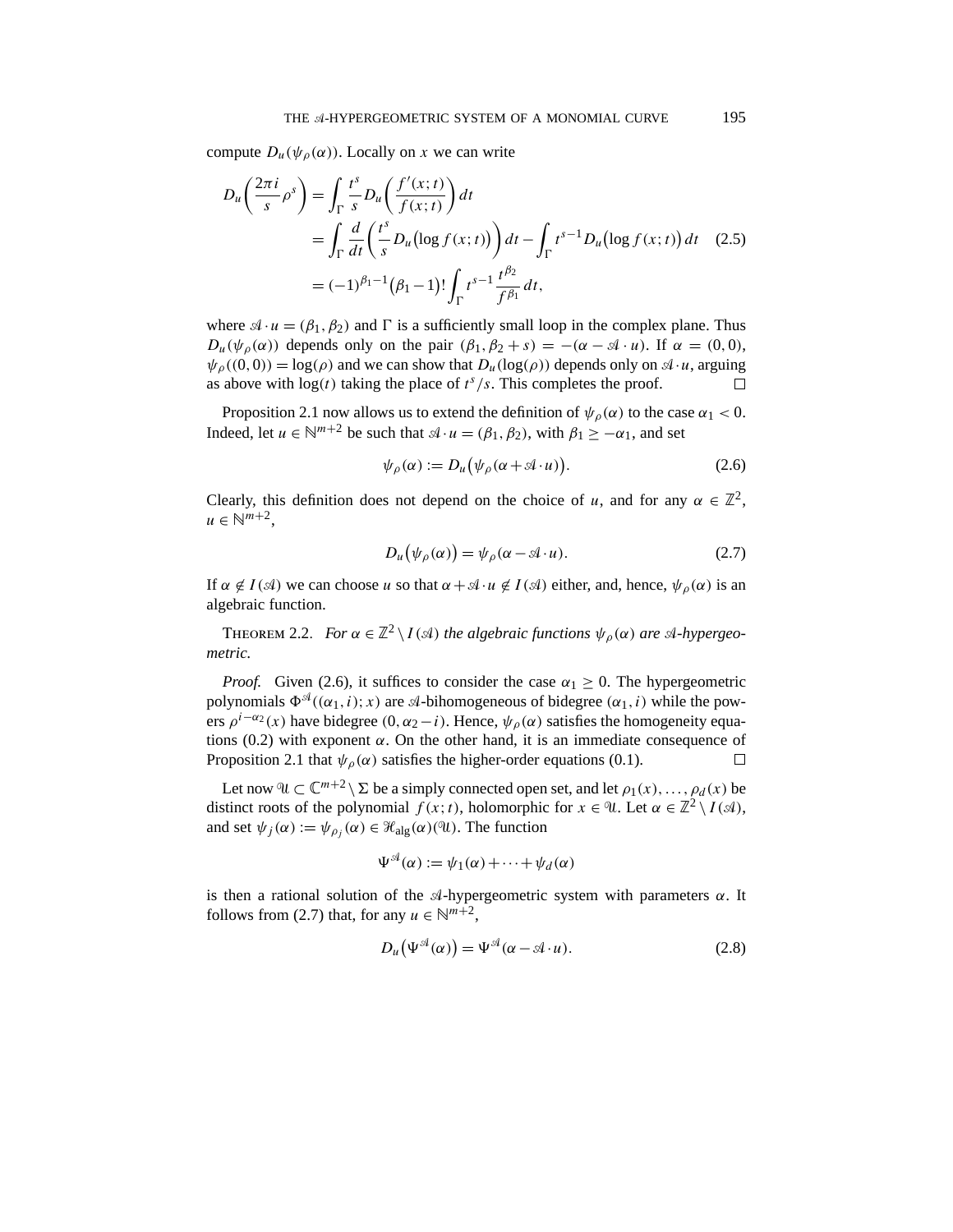compute $D_u(\psi_\rho(\alpha))$. Locally on $x$ we can write

$$
\begin{aligned}
D_u\left(\frac{2\pi i}{s}\rho^s\right) &= \int_\Gamma \frac{t^s}{s} D_u\left(\frac{f'(x;t)}{f(x;t)}\right) dt \\
&= \int_\Gamma \frac{d}{dt}\left(\frac{t^s}{s} D_u\big(\log f(x;t)\big)\right) dt - \int_\Gamma t^{s-1} D_u\big(\log f(x;t)\big)\, dt \qquad (2.5)\\
&= (-1)^{\beta_1 - 1}\big(\beta_1 - 1\big)! \int_\Gamma t^{s-1}\frac{t^{\beta_2}}{f^{\beta_1}}\, dt,
\end{aligned}
$$

where $\mathscr{A}\cdot u = (\beta_1, \beta_2)$ and $\Gamma$ is a sufficiently small loop in the complex plane. Thus $D_u(\psi_\rho(\alpha))$ depends only on the pair $(\beta_1, \beta_2 + s) = -(\alpha - \mathscr{A}\cdot u)$. If $\alpha = (0,0)$, $\psi_\rho((0,0)) = \log(\rho)$ and we can show that $D_u(\log(\rho))$ depends only on $\mathscr{A}\cdot u$, arguing as above with $\log(t)$ taking the place of $t^s/s$. This completes the proof. $\square$

Proposition 2.1 now allows us to extend the definition of $\psi_\rho(\alpha)$ to the case $\alpha_1 < 0$. Indeed, let $u \in \mathbb{N}^{m+2}$ be such that $\mathscr{A}\cdot u = (\beta_1, \beta_2)$, with $\beta_1 \geq -\alpha_1$, and set

$$
\psi_\rho(\alpha) := D_u\big(\psi_\rho(\alpha + \mathscr{A}\cdot u)\big). \qquad (2.6)
$$

Clearly, this definition does not depend on the choice of $u$, and for any $\alpha \in \mathbb{Z}^2$, $u \in \mathbb{N}^{m+2}$,

$$
D_u\big(\psi_\rho(\alpha)\big) = \psi_\rho(\alpha - \mathscr{A}\cdot u). \qquad (2.7)
$$

If $\alpha \notin I(\mathscr{A})$ we can choose $u$ so that $\alpha + \mathscr{A}\cdot u \notin I(\mathscr{A})$ either, and, hence, $\psi_\rho(\alpha)$ is an algebraic function.

THEOREM 2.2. *For $\alpha \in \mathbb{Z}^2 \setminus I(\mathscr{A})$ the algebraic functions $\psi_\rho(\alpha)$ are $\mathscr{A}$-hypergeometric.*

*Proof.* Given (2.6), it suffices to consider the case $\alpha_1 \geq 0$. The hypergeometric polynomials $\Phi^{\mathscr{A}}((\alpha_1, i); x)$ are $\mathscr{A}$-bihomogeneous of bidegree $(\alpha_1, i)$ while the powers $\rho^{i-\alpha_2}(x)$ have bidegree $(0, \alpha_2 - i)$. Hence, $\psi_\rho(\alpha)$ satisfies the homogeneity equations (0.2) with exponent $\alpha$. On the other hand, it is an immediate consequence of Proposition 2.1 that $\psi_\rho(\alpha)$ satisfies the higher-order equations (0.1). $\square$

Let now $\mathscr{U} \subset \mathbb{C}^{m+2} \setminus \Sigma$ be a simply connected open set, and let $\rho_1(x), \ldots, \rho_d(x)$ be distinct roots of the polynomial $f(x;t)$, holomorphic for $x \in \mathscr{U}$. Let $\alpha \in \mathbb{Z}^2 \setminus I(\mathscr{A})$, and set $\psi_j(\alpha) := \psi_{\rho_j}(\alpha) \in \mathscr{H}_{\mathrm{alg}}(\alpha)(\mathscr{U})$. The function

$$
\Psi^{\mathscr{A}}(\alpha) := \psi_1(\alpha) + \cdots + \psi_d(\alpha)
$$

is then a rational solution of the $\mathscr{A}$-hypergeometric system with parameters $\alpha$. It follows from (2.7) that, for any $u \in \mathbb{N}^{m+2}$,

$$
D_u\big(\Psi^{\mathscr{A}}(\alpha)\big) = \Psi^{\mathscr{A}}(\alpha - \mathscr{A}\cdot u). \qquad (2.8)
$$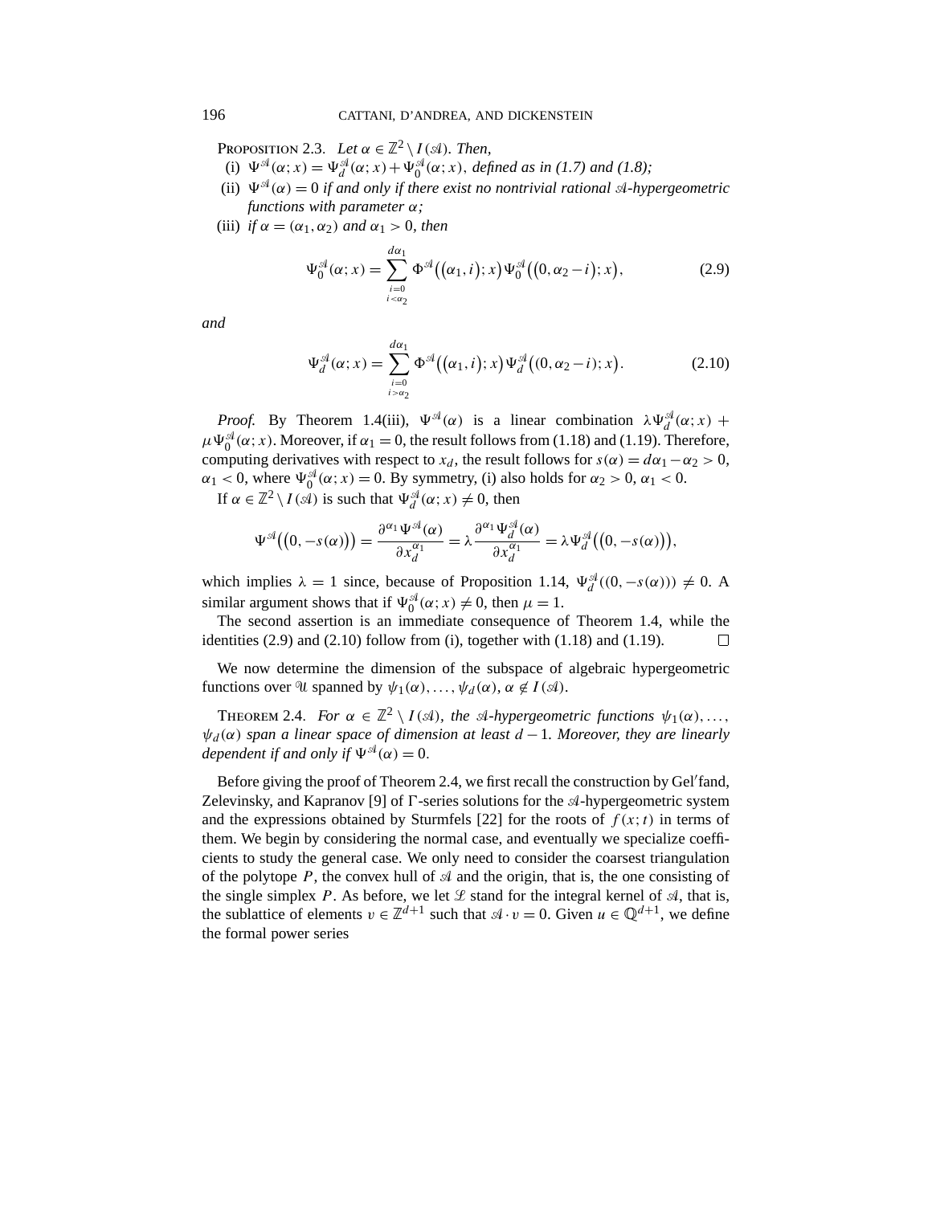PROPOSITION 2.3. *Let $\alpha \in \mathbb{Z}^2 \setminus I(\mathscr{A})$. Then,*

(i) $\Psi^{\mathscr{A}}(\alpha; x) = \Psi_d^{\mathscr{A}}(\alpha; x) + \Psi_0^{\mathscr{A}}(\alpha; x)$, *defined as in (1.7) and (1.8);*

(ii) $\Psi^{\mathscr{A}}(\alpha) = 0$ *if and only if there exist no nontrivial rational $\mathscr{A}$-hypergeometric functions with parameter $\alpha$;*

(iii) *if $\alpha = (\alpha_1, \alpha_2)$ and $\alpha_1 > 0$, then*

$$\Psi_0^{\mathscr{A}}(\alpha; x) = \sum_{\substack{i=0 \\ i<\alpha_2}}^{d\alpha_1} \Phi^{\mathscr{A}}\big((\alpha_1, i); x\big)\Psi_0^{\mathscr{A}}\big((0, \alpha_2 - i); x\big), \tag{2.9}$$

*and*

$$\Psi_d^{\mathscr{A}}(\alpha; x) = \sum_{\substack{i=0 \\ i>\alpha_2}}^{d\alpha_1} \Phi^{\mathscr{A}}\big((\alpha_1, i); x\big)\Psi_d^{\mathscr{A}}\big((0, \alpha_2 - i); x\big). \tag{2.10}$$

*Proof.* By Theorem 1.4(iii), $\Psi^{\mathscr{A}}(\alpha)$ is a linear combination $\lambda\Psi_d^{\mathscr{A}}(\alpha; x) + \mu\Psi_0^{\mathscr{A}}(\alpha; x)$. Moreover, if $\alpha_1 = 0$, the result follows from (1.18) and (1.19). Therefore, computing derivatives with respect to $x_d$, the result follows for $s(\alpha) = d\alpha_1 - \alpha_2 > 0$, $\alpha_1 < 0$, where $\Psi_0^{\mathscr{A}}(\alpha; x) = 0$. By symmetry, (i) also holds for $\alpha_2 > 0$, $\alpha_1 < 0$.

If $\alpha \in \mathbb{Z}^2 \setminus I(\mathscr{A})$ is such that $\Psi_d^{\mathscr{A}}(\alpha; x) \neq 0$, then

$$\Psi^{\mathscr{A}}\big((0, -s(\alpha))\big) = \frac{\partial^{\alpha_1}\Psi^{\mathscr{A}}(\alpha)}{\partial x_d^{\alpha_1}} = \lambda\frac{\partial^{\alpha_1}\Psi_d^{\mathscr{A}}(\alpha)}{\partial x_d^{\alpha_1}} = \lambda\Psi_d^{\mathscr{A}}\big((0, -s(\alpha))\big),$$

which implies $\lambda = 1$ since, because of Proposition 1.14, $\Psi_d^{\mathscr{A}}((0, -s(\alpha))) \neq 0$. A similar argument shows that if $\Psi_0^{\mathscr{A}}(\alpha; x) \neq 0$, then $\mu = 1$.

The second assertion is an immediate consequence of Theorem 1.4, while the identities (2.9) and (2.10) follow from (i), together with (1.18) and (1.19). $\square$

We now determine the dimension of the subspace of algebraic hypergeometric functions over $\mathscr{U}$ spanned by $\psi_1(\alpha), \ldots, \psi_d(\alpha)$, $\alpha \notin I(\mathscr{A})$.

THEOREM 2.4. *For $\alpha \in \mathbb{Z}^2 \setminus I(\mathscr{A})$, the $\mathscr{A}$-hypergeometric functions $\psi_1(\alpha), \ldots, \psi_d(\alpha)$ span a linear space of dimension at least $d - 1$. Moreover, they are linearly dependent if and only if $\Psi^{\mathscr{A}}(\alpha) = 0$.*

Before giving the proof of Theorem 2.4, we first recall the construction by Gel′fand, Zelevinsky, and Kapranov [9] of $\Gamma$-series solutions for the $\mathscr{A}$-hypergeometric system and the expressions obtained by Sturmfels [22] for the roots of $f(x;t)$ in terms of them. We begin by considering the normal case, and eventually we specialize coefficients to study the general case. We only need to consider the coarsest triangulation of the polytope $P$, the convex hull of $\mathscr{A}$ and the origin, that is, the one consisting of the single simplex $P$. As before, we let $\mathscr{L}$ stand for the integral kernel of $\mathscr{A}$, that is, the sublattice of elements $v \in \mathbb{Z}^{d+1}$ such that $\mathscr{A} \cdot v = 0$. Given $u \in \mathbb{Q}^{d+1}$, we define the formal power series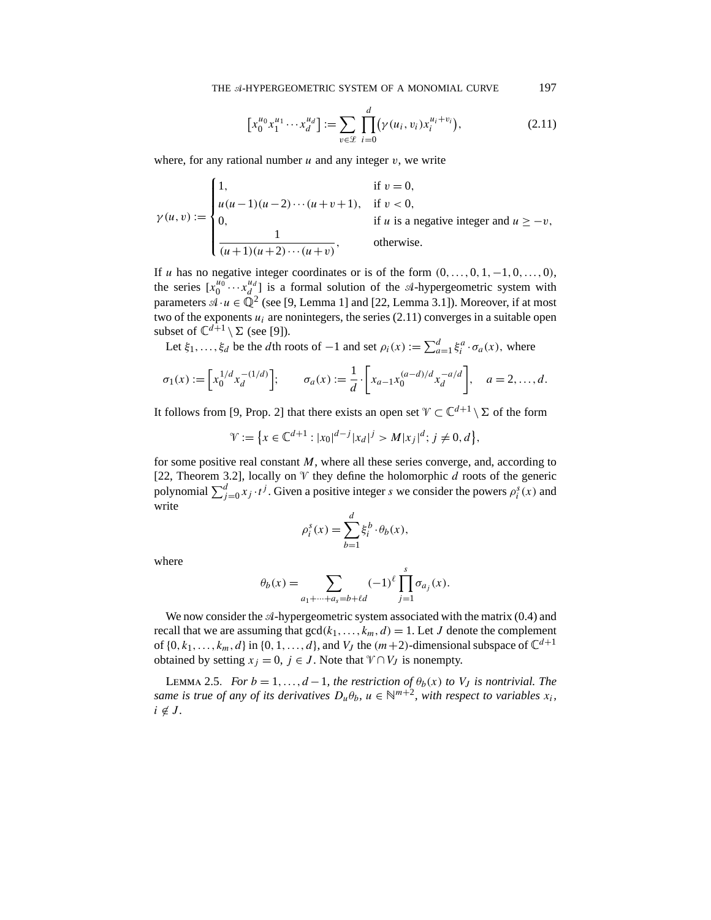$$\left[x_0^{u_0} x_1^{u_1} \cdots x_d^{u_d}\right] := \sum_{v \in \mathscr{L}} \prod_{i=0}^{d} \left(\gamma(u_i, v_i) x_i^{u_i+v_i}\right), \tag{2.11}$$

where, for any rational number $u$ and any integer $v$, we write

$$\gamma(u,v) := \begin{cases} 1, & \text{if } v = 0, \\ u(u-1)(u-2)\cdots(u+v+1), & \text{if } v < 0, \\ 0, & \text{if } u \text{ is a negative integer and } u \geq -v, \\ \dfrac{1}{(u+1)(u+2)\cdots(u+v)}, & \text{otherwise.} \end{cases}$$

If $u$ has no negative integer coordinates or is of the form $(0,\ldots,0,1,-1,0,\ldots,0)$, the series $[x_0^{u_0} \cdots x_d^{u_d}]$ is a formal solution of the $\mathscr{A}$-hypergeometric system with parameters $\mathscr{A} \cdot u \in \mathbb{Q}^2$ (see [9, Lemma 1] and [22, Lemma 3.1]). Moreover, if at most two of the exponents $u_i$ are nonintegers, the series (2.11) converges in a suitable open subset of $\mathbb{C}^{d+1} \setminus \Sigma$ (see [9]).

Let $\xi_1, \ldots, \xi_d$ be the $d$th roots of $-1$ and set $\rho_i(x) := \sum_{a=1}^{d} \xi_i^a \cdot \sigma_a(x)$, where

$$\sigma_1(x) := \left[x_0^{1/d} x_d^{-(1/d)}\right]; \qquad \sigma_a(x) := \frac{1}{d} \cdot \left[x_{a-1} x_0^{(a-d)/d} x_d^{-a/d}\right], \quad a = 2, \ldots, d.$$

It follows from [9, Prop. 2] that there exists an open set $\mathscr{V} \subset \mathbb{C}^{d+1} \setminus \Sigma$ of the form

$$\mathscr{V} := \left\{x \in \mathbb{C}^{d+1} : |x_0|^{d-j} |x_d|^j > M|x_j|^d;\ j \neq 0, d\right\},$$

for some positive real constant $M$, where all these series converge, and, according to [22, Theorem 3.2], locally on $\mathscr{V}$ they define the holomorphic $d$ roots of the generic polynomial $\sum_{j=0}^{d} x_j \cdot t^j$. Given a positive integer $s$ we consider the powers $\rho_i^s(x)$ and write

$$\rho_i^s(x) = \sum_{b=1}^{d} \xi_i^b \cdot \theta_b(x),$$

where

$$\theta_b(x) = \sum_{a_1+\cdots+a_s = b+\ell d} (-1)^\ell \prod_{j=1}^{s} \sigma_{a_j}(x).$$

We now consider the $\mathscr{A}$-hypergeometric system associated with the matrix (0.4) and recall that we are assuming that $\gcd(k_1, \ldots, k_m, d) = 1$. Let $J$ denote the complement of $\{0, k_1, \ldots, k_m, d\}$ in $\{0, 1, \ldots, d\}$, and $V_J$ the $(m+2)$-dimensional subspace of $\mathbb{C}^{d+1}$ obtained by setting $x_j = 0$, $j \in J$. Note that $\mathscr{V} \cap V_J$ is nonempty.

Lemma 2.5. *For $b = 1, \ldots, d-1$, the restriction of $\theta_b(x)$ to $V_J$ is nontrivial. The same is true of any of its derivatives $D_u \theta_b$, $u \in \mathbb{N}^{m+2}$, with respect to variables $x_i$, $i \notin J$.*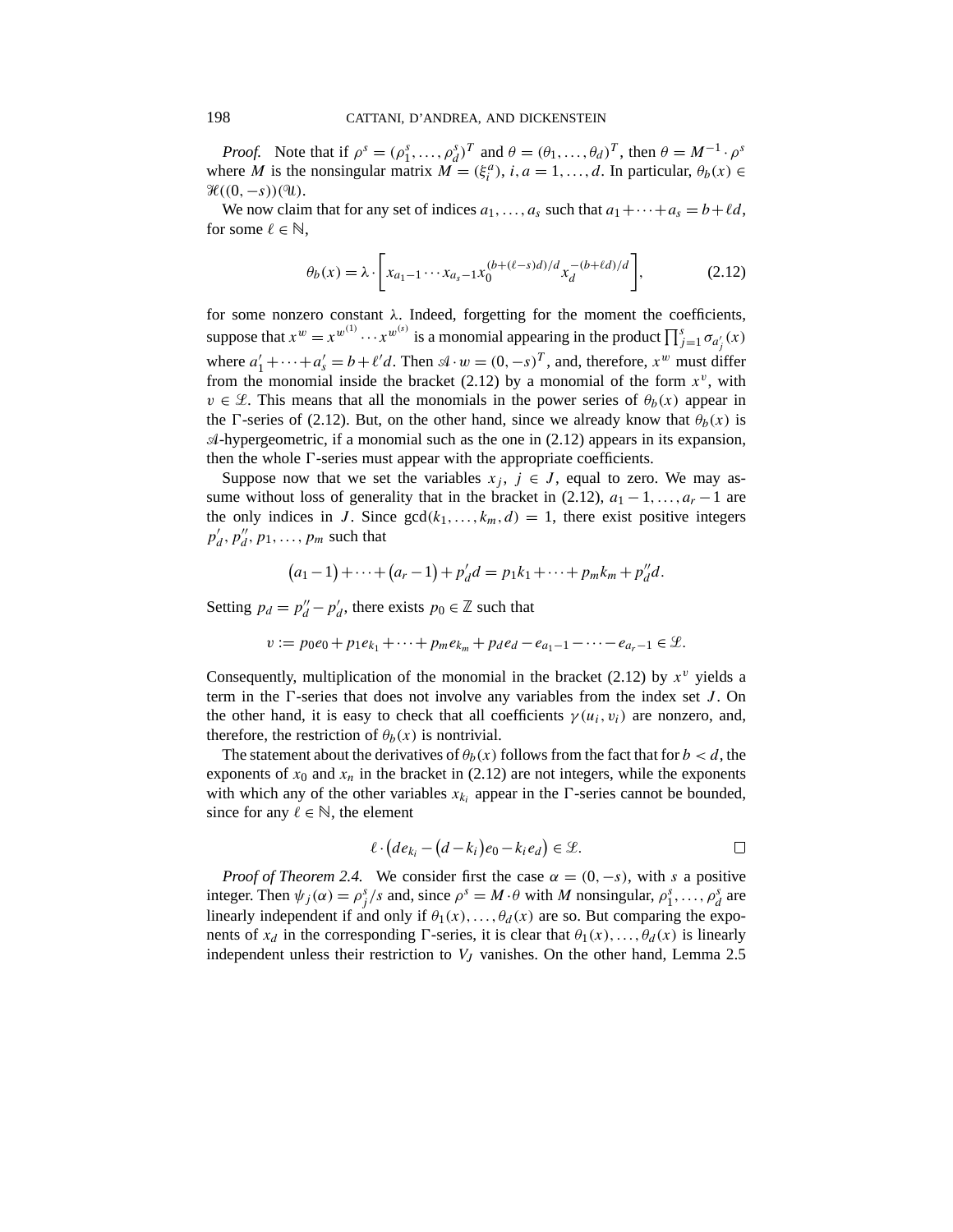*Proof.* Note that if $\rho^s = (\rho_1^s, \ldots, \rho_d^s)^T$ and $\theta = (\theta_1, \ldots, \theta_d)^T$, then $\theta = M^{-1} \cdot \rho^s$ where $M$ is the nonsingular matrix $M = (\xi_i^a)$, $i, a = 1, \ldots, d$. In particular, $\theta_b(x) \in \mathcal{H}((0, -s))(\mathcal{U})$.

We now claim that for any set of indices $a_1, \ldots, a_s$ such that $a_1 + \cdots + a_s = b + \ell d$, for some $\ell \in \mathbb{N}$,

$$\theta_b(x) = \lambda \cdot \left[ x_{a_1 - 1} \cdots x_{a_s - 1} x_0^{(b+(\ell - s)d)/d} x_d^{-(b+\ell d)/d} \right], \tag{2.12}$$

for some nonzero constant $\lambda$. Indeed, forgetting for the moment the coefficients, suppose that $x^w = x^{w^{(1)}} \cdots x^{w^{(s)}}$ is a monomial appearing in the product $\prod_{j=1}^s \sigma_{a_j'}(x)$ where $a_1' + \cdots + a_s' = b + \ell' d$. Then $\mathcal{A} \cdot w = (0, -s)^T$, and, therefore, $x^w$ must differ from the monomial inside the bracket (2.12) by a monomial of the form $x^v$, with $v \in \mathcal{L}$. This means that all the monomials in the power series of $\theta_b(x)$ appear in the $\Gamma$-series of (2.12). But, on the other hand, since we already know that $\theta_b(x)$ is $\mathcal{A}$-hypergeometric, if a monomial such as the one in (2.12) appears in its expansion, then the whole $\Gamma$-series must appear with the appropriate coefficients.

Suppose now that we set the variables $x_j$, $j \in J$, equal to zero. We may assume without loss of generality that in the bracket in (2.12), $a_1 - 1, \ldots, a_r - 1$ are the only indices in $J$. Since $\gcd(k_1, \ldots, k_m, d) = 1$, there exist positive integers $p_d', p_d'', p_1, \ldots, p_m$ such that

$$(a_1 - 1) + \cdots + (a_r - 1) + p_d' d = p_1 k_1 + \cdots + p_m k_m + p_d'' d.$$

Setting $p_d = p_d'' - p_d'$, there exists $p_0 \in \mathbb{Z}$ such that

$$v := p_0 e_0 + p_1 e_{k_1} + \cdots + p_m e_{k_m} + p_d e_d - e_{a_1 - 1} - \cdots - e_{a_r - 1} \in \mathcal{L}.$$

Consequently, multiplication of the monomial in the bracket (2.12) by $x^v$ yields a term in the $\Gamma$-series that does not involve any variables from the index set $J$. On the other hand, it is easy to check that all coefficients $\gamma(u_i, v_i)$ are nonzero, and, therefore, the restriction of $\theta_b(x)$ is nontrivial.

The statement about the derivatives of $\theta_b(x)$ follows from the fact that for $b < d$, the exponents of $x_0$ and $x_n$ in the bracket in (2.12) are not integers, while the exponents with which any of the other variables $x_{k_i}$ appear in the $\Gamma$-series cannot be bounded, since for any $\ell \in \mathbb{N}$, the element

$$\ell \cdot \left( d e_{k_i} - (d - k_i) e_0 - k_i e_d \right) \in \mathcal{L}. \qquad \square$$

*Proof of Theorem 2.4.* We consider first the case $\alpha = (0, -s)$, with $s$ a positive integer. Then $\psi_j(\alpha) = \rho_j^s / s$ and, since $\rho^s = M \cdot \theta$ with $M$ nonsingular, $\rho_1^s, \ldots, \rho_d^s$ are linearly independent if and only if $\theta_1(x), \ldots, \theta_d(x)$ are so. But comparing the exponents of $x_d$ in the corresponding $\Gamma$-series, it is clear that $\theta_1(x), \ldots, \theta_d(x)$ is linearly independent unless their restriction to $V_J$ vanishes. On the other hand, Lemma 2.5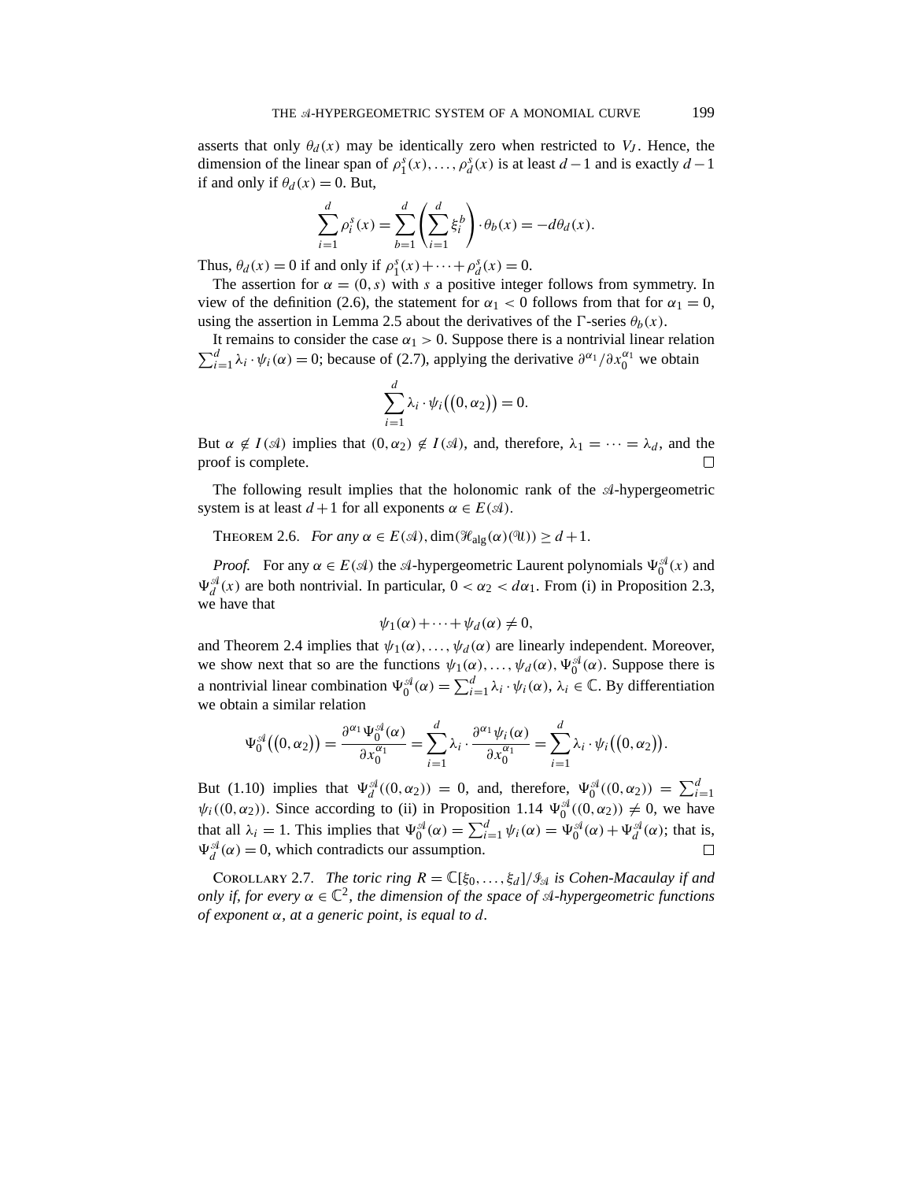asserts that only $\theta_d(x)$ may be identically zero when restricted to $V_J$. Hence, the dimension of the linear span of $\rho_1^s(x), \ldots, \rho_d^s(x)$ is at least $d-1$ and is exactly $d-1$ if and only if $\theta_d(x) = 0$. But,

$$\sum_{i=1}^{d} \rho_i^s(x) = \sum_{b=1}^{d} \left( \sum_{i=1}^{d} \xi_i^b \right) \cdot \theta_b(x) = -d\theta_d(x).$$

Thus, $\theta_d(x) = 0$ if and only if $\rho_1^s(x) + \cdots + \rho_d^s(x) = 0$.

The assertion for $\alpha = (0, s)$ with $s$ a positive integer follows from symmetry. In view of the definition (2.6), the statement for $\alpha_1 < 0$ follows from that for $\alpha_1 = 0$, using the assertion in Lemma 2.5 about the derivatives of the $\Gamma$-series $\theta_b(x)$.

It remains to consider the case $\alpha_1 > 0$. Suppose there is a nontrivial linear relation $\sum_{i=1}^{d} \lambda_i \cdot \psi_i(\alpha) = 0$; because of (2.7), applying the derivative $\partial^{\alpha_1}/\partial x_0^{\alpha_1}$ we obtain

$$\sum_{i=1}^{d} \lambda_i \cdot \psi_i\big((0, \alpha_2)\big) = 0.$$

But $\alpha \notin I(\mathscr{A})$ implies that $(0, \alpha_2) \notin I(\mathscr{A})$, and, therefore, $\lambda_1 = \cdots = \lambda_d$, and the proof is complete. $\square$

The following result implies that the holonomic rank of the $\mathscr{A}$-hypergeometric system is at least $d+1$ for all exponents $\alpha \in E(\mathscr{A})$.

THEOREM 2.6. *For any* $\alpha \in E(\mathscr{A})$, $\dim(\mathscr{H}_{\text{alg}}(\alpha)(\mathscr{U})) \geq d+1$.

*Proof.* For any $\alpha \in E(\mathscr{A})$ the $\mathscr{A}$-hypergeometric Laurent polynomials $\Psi_0^{\mathscr{A}}(x)$ and $\Psi_d^{\mathscr{A}}(x)$ are both nontrivial. In particular, $0 < \alpha_2 < d\alpha_1$. From (i) in Proposition 2.3, we have that

$$\psi_1(\alpha) + \cdots + \psi_d(\alpha) \neq 0,$$

and Theorem 2.4 implies that $\psi_1(\alpha), \ldots, \psi_d(\alpha)$ are linearly independent. Moreover, we show next that so are the functions $\psi_1(\alpha), \ldots, \psi_d(\alpha), \Psi_0^{\mathscr{A}}(\alpha)$. Suppose there is a nontrivial linear combination $\Psi_0^{\mathscr{A}}(\alpha) = \sum_{i=1}^{d} \lambda_i \cdot \psi_i(\alpha)$, $\lambda_i \in \mathbb{C}$. By differentiation we obtain a similar relation

$$\Psi_0^{\mathscr{A}}\big((0, \alpha_2)\big) = \frac{\partial^{\alpha_1} \Psi_0^{\mathscr{A}}(\alpha)}{\partial x_0^{\alpha_1}} = \sum_{i=1}^{d} \lambda_i \cdot \frac{\partial^{\alpha_1} \psi_i(\alpha)}{\partial x_0^{\alpha_1}} = \sum_{i=1}^{d} \lambda_i \cdot \psi_i\big((0, \alpha_2)\big).$$

But (1.10) implies that $\Psi_d^{\mathscr{A}}((0, \alpha_2)) = 0$, and, therefore, $\Psi_0^{\mathscr{A}}((0, \alpha_2)) = \sum_{i=1}^{d} \psi_i((0, \alpha_2))$. Since according to (ii) in Proposition 1.14 $\Psi_0^{\mathscr{A}}((0, \alpha_2)) \neq 0$, we have that all $\lambda_i = 1$. This implies that $\Psi_0^{\mathscr{A}}(\alpha) = \sum_{i=1}^{d} \psi_i(\alpha) = \Psi_0^{\mathscr{A}}(\alpha) + \Psi_d^{\mathscr{A}}(\alpha)$; that is, $\Psi_d^{\mathscr{A}}(\alpha) = 0$, which contradicts our assumption. $\square$

COROLLARY 2.7. *The toric ring* $R = \mathbb{C}[\xi_0, \ldots, \xi_d]/\mathscr{I}_{\mathscr{A}}$ *is Cohen-Macaulay if and only if, for every* $\alpha \in \mathbb{C}^2$, *the dimension of the space of* $\mathscr{A}$*-hypergeometric functions of exponent* $\alpha$, *at a generic point, is equal to* $d$.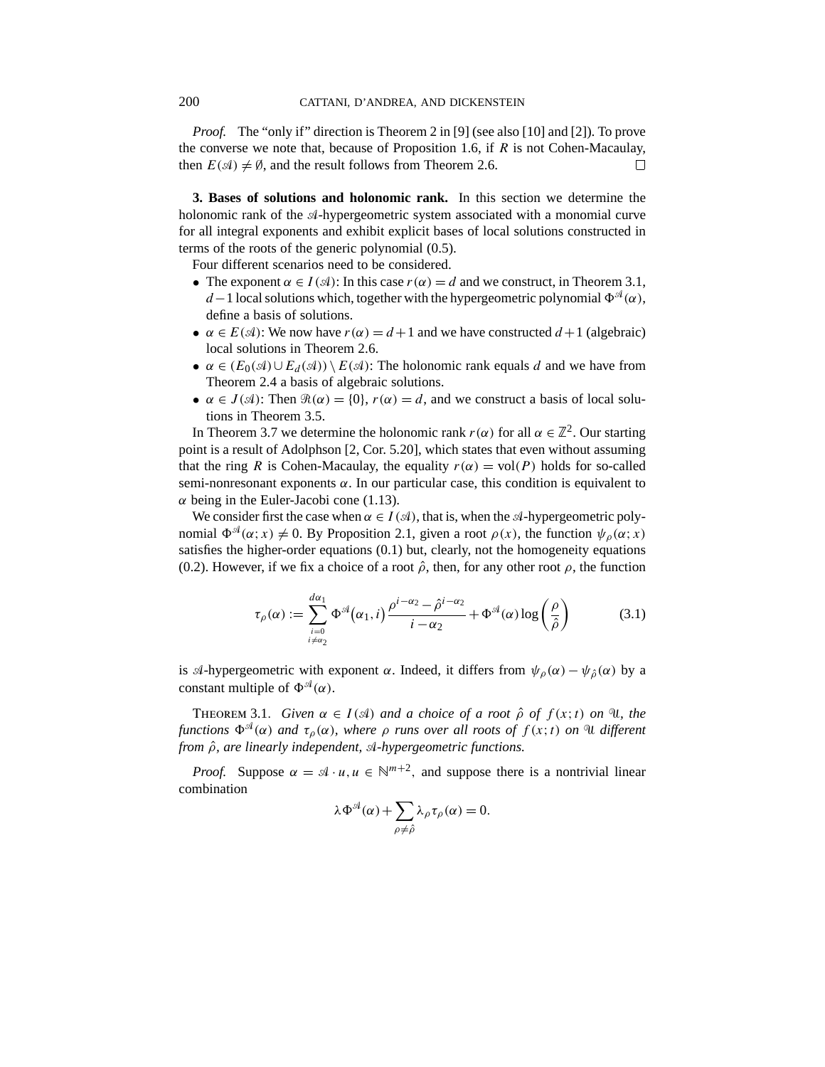*Proof.* The "only if" direction is Theorem 2 in [9] (see also [10] and [2]). To prove the converse we note that, because of Proposition 1.6, if $R$ is not Cohen-Macaulay, then $E(\mathscr{A}) \neq \emptyset$, and the result follows from Theorem 2.6. $\square$

**3. Bases of solutions and holonomic rank.** In this section we determine the holonomic rank of the $\mathscr{A}$-hypergeometric system associated with a monomial curve for all integral exponents and exhibit explicit bases of local solutions constructed in terms of the roots of the generic polynomial (0.5).

Four different scenarios need to be considered.

- The exponent $\alpha \in I(\mathscr{A})$: In this case $r(\alpha) = d$ and we construct, in Theorem 3.1, $d-1$ local solutions which, together with the hypergeometric polynomial $\Phi^{\mathscr{A}}(\alpha)$, define a basis of solutions.
- $\alpha \in E(\mathscr{A})$: We now have $r(\alpha) = d+1$ and we have constructed $d+1$ (algebraic) local solutions in Theorem 2.6.
- $\alpha \in (E_0(\mathscr{A}) \cup E_d(\mathscr{A})) \setminus E(\mathscr{A})$: The holonomic rank equals $d$ and we have from Theorem 2.4 a basis of algebraic solutions.
- $\alpha \in J(\mathscr{A})$: Then $\mathscr{R}(\alpha) = \{0\}$, $r(\alpha) = d$, and we construct a basis of local solutions in Theorem 3.5.

In Theorem 3.7 we determine the holonomic rank $r(\alpha)$ for all $\alpha \in \mathbb{Z}^2$. Our starting point is a result of Adolphson [2, Cor. 5.20], which states that even without assuming that the ring $R$ is Cohen-Macaulay, the equality $r(\alpha) = \mathrm{vol}(P)$ holds for so-called semi-nonresonant exponents $\alpha$. In our particular case, this condition is equivalent to $\alpha$ being in the Euler-Jacobi cone (1.13).

We consider first the case when $\alpha \in I(\mathscr{A})$, that is, when the $\mathscr{A}$-hypergeometric polynomial $\Phi^{\mathscr{A}}(\alpha; x) \neq 0$. By Proposition 2.1, given a root $\rho(x)$, the function $\psi_\rho(\alpha; x)$ satisfies the higher-order equations (0.1) but, clearly, not the homogeneity equations (0.2). However, if we fix a choice of a root $\hat{\rho}$, then, for any other root $\rho$, the function

$$\tau_\rho(\alpha) := \sum_{\substack{i=0 \\ i \neq \alpha_2}}^{d\alpha_1} \Phi^{\mathscr{A}}(\alpha_1, i) \frac{\rho^{i-\alpha_2} - \hat{\rho}^{i-\alpha_2}}{i - \alpha_2} + \Phi^{\mathscr{A}}(\alpha) \log\left(\frac{\rho}{\hat{\rho}}\right) \tag{3.1}$$

is $\mathscr{A}$-hypergeometric with exponent $\alpha$. Indeed, it differs from $\psi_\rho(\alpha) - \psi_{\hat{\rho}}(\alpha)$ by a constant multiple of $\Phi^{\mathscr{A}}(\alpha)$.

THEOREM 3.1. *Given $\alpha \in I(\mathscr{A})$ and a choice of a root $\hat{\rho}$ of $f(x; t)$ on $\mathscr{U}$, the functions $\Phi^{\mathscr{A}}(\alpha)$ and $\tau_\rho(\alpha)$, where $\rho$ runs over all roots of $f(x; t)$ on $\mathscr{U}$ different from $\hat{\rho}$, are linearly independent, $\mathscr{A}$-hypergeometric functions.*

*Proof.* Suppose $\alpha = \mathscr{A} \cdot u, u \in \mathbb{N}^{m+2}$, and suppose there is a nontrivial linear combination

$$\lambda \Phi^{\mathscr{A}}(\alpha) + \sum_{\rho \neq \hat{\rho}} \lambda_\rho \tau_\rho(\alpha) = 0.$$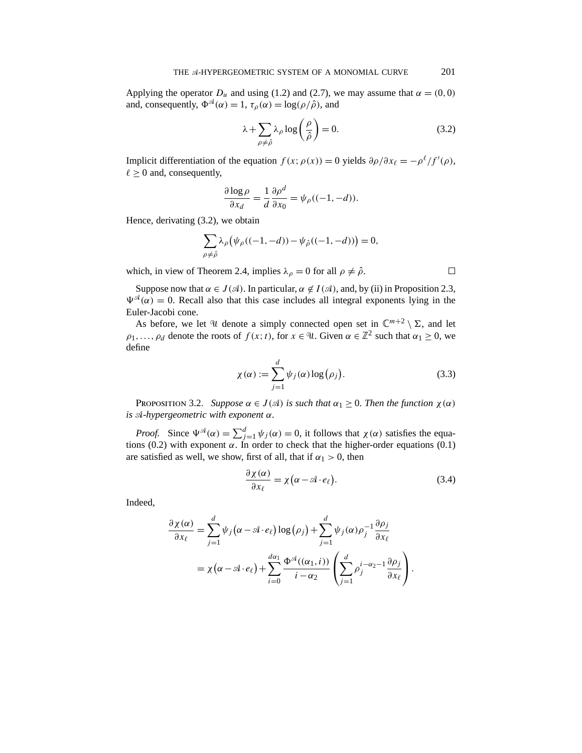Applying the operator $D_u$ and using (1.2) and (2.7), we may assume that $\alpha = (0, 0)$ and, consequently, $\Phi^{\mathscr{A}}(\alpha) = 1$, $\tau_\rho(\alpha) = \log(\rho/\hat{\rho})$, and

$$\lambda + \sum_{\rho \neq \hat{\rho}} \lambda_\rho \log\left(\frac{\rho}{\hat{\rho}}\right) = 0. \tag{3.2}$$

Implicit differentiation of the equation $f(x; \rho(x)) = 0$ yields $\partial\rho/\partial x_\ell = -\rho^\ell / f'(\rho)$, $\ell \geq 0$ and, consequently,

$$\frac{\partial \log \rho}{\partial x_d} = \frac{1}{d}\frac{\partial \rho^d}{\partial x_0} = \psi_\rho((-1, -d)).$$

Hence, derivating (3.2), we obtain

$$\sum_{\rho \neq \hat{\rho}} \lambda_\rho \big(\psi_\rho((-1, -d)) - \psi_{\hat{\rho}}((-1, -d))\big) = 0,$$

which, in view of Theorem 2.4, implies $\lambda_\rho = 0$ for all $\rho \neq \hat{\rho}$. □

Suppose now that $\alpha \in J(\mathscr{A})$. In particular, $\alpha \notin I(\mathscr{A})$, and, by (ii) in Proposition 2.3, $\Psi^{\mathscr{A}}(\alpha) = 0$. Recall also that this case includes all integral exponents lying in the Euler-Jacobi cone.

As before, we let $\mathscr{U}$ denote a simply connected open set in $\mathbb{C}^{m+2} \setminus \Sigma$, and let $\rho_1, \ldots, \rho_d$ denote the roots of $f(x; t)$, for $x \in \mathscr{U}$. Given $\alpha \in \mathbb{Z}^2$ such that $\alpha_1 \geq 0$, we define

$$\chi(\alpha) := \sum_{j=1}^{d} \psi_j(\alpha) \log\big(\rho_j\big). \tag{3.3}$$

PROPOSITION 3.2. *Suppose $\alpha \in J(\mathscr{A})$ is such that $\alpha_1 \geq 0$. Then the function $\chi(\alpha)$ is $\mathscr{A}$-hypergeometric with exponent $\alpha$.*

*Proof.* Since $\Psi^{\mathscr{A}}(\alpha) = \sum_{j=1}^{d} \psi_j(\alpha) = 0$, it follows that $\chi(\alpha)$ satisfies the equations (0.2) with exponent $\alpha$. In order to check that the higher-order equations (0.1) are satisfied as well, we show, first of all, that if $\alpha_1 > 0$, then

$$\frac{\partial \chi(\alpha)}{\partial x_\ell} = \chi\big(\alpha - \mathscr{A} \cdot e_\ell\big). \tag{3.4}$$

Indeed,

$$\begin{aligned}
\frac{\partial \chi(\alpha)}{\partial x_\ell} &= \sum_{j=1}^{d} \psi_j\big(\alpha - \mathscr{A} \cdot e_\ell\big) \log\big(\rho_j\big) + \sum_{j=1}^{d} \psi_j(\alpha) \rho_j^{-1} \frac{\partial \rho_j}{\partial x_\ell} \\
&= \chi\big(\alpha - \mathscr{A} \cdot e_\ell\big) + \sum_{i=0}^{d\alpha_1} \frac{\Phi^{\mathscr{A}}((\alpha_1, i))}{i - \alpha_2} \left( \sum_{j=1}^{d} \rho_j^{i - \alpha_2 - 1} \frac{\partial \rho_j}{\partial x_\ell} \right).
\end{aligned}$$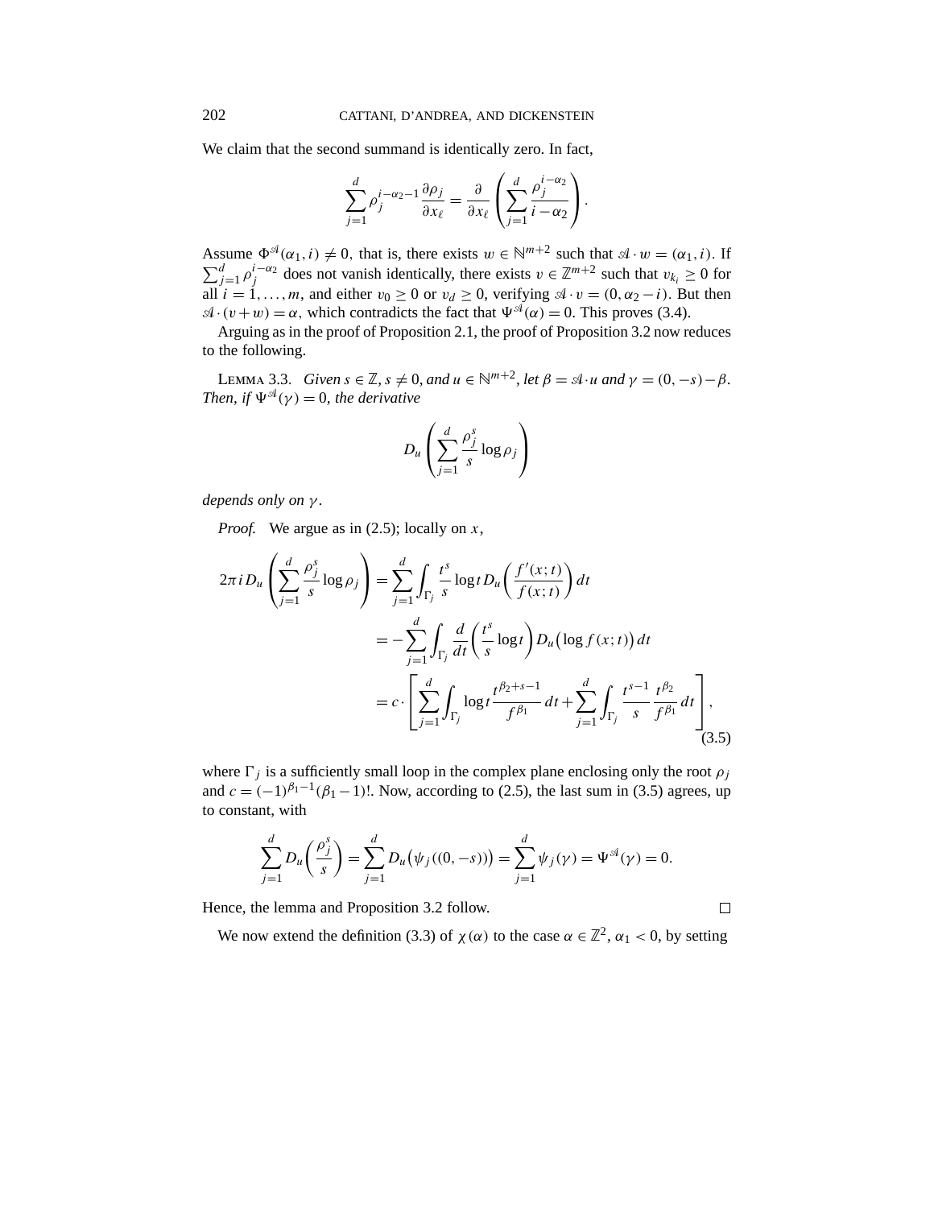We claim that the second summand is identically zero. In fact,

$$\sum_{j=1}^{d} \rho_j^{i-\alpha_2-1} \frac{\partial \rho_j}{\partial x_\ell} = \frac{\partial}{\partial x_\ell} \left( \sum_{j=1}^{d} \frac{\rho_j^{i-\alpha_2}}{i-\alpha_2} \right).$$

Assume $\Phi^{\mathscr{A}}(\alpha_1, i) \neq 0$, that is, there exists $w \in \mathbb{N}^{m+2}$ such that $\mathscr{A} \cdot w = (\alpha_1, i)$. If $\sum_{j=1}^{d} \rho_j^{i-\alpha_2}$ does not vanish identically, there exists $v \in \mathbb{Z}^{m+2}$ such that $v_{k_i} \geq 0$ for all $i = 1, \ldots, m$, and either $v_0 \geq 0$ or $v_d \geq 0$, verifying $\mathscr{A} \cdot v = (0, \alpha_2 - i)$. But then $\mathscr{A} \cdot (v + w) = \alpha$, which contradicts the fact that $\Psi^{\mathscr{A}}(\alpha) = 0$. This proves (3.4).

Arguing as in the proof of Proposition 2.1, the proof of Proposition 3.2 now reduces to the following.

Lemma 3.3. *Given $s \in \mathbb{Z}$, $s \neq 0$, and $u \in \mathbb{N}^{m+2}$, let $\beta = \mathscr{A} \cdot u$ and $\gamma = (0, -s) - \beta$. Then, if $\Psi^{\mathscr{A}}(\gamma) = 0$, the derivative*

$$D_u \left( \sum_{j=1}^{d} \frac{\rho_j^s}{s} \log \rho_j \right)$$

*depends only on $\gamma$.*

*Proof.* We argue as in (2.5); locally on $x$,

$$\begin{aligned}
2\pi i \, D_u \left( \sum_{j=1}^{d} \frac{\rho_j^s}{s} \log \rho_j \right) &= \sum_{j=1}^{d} \int_{\Gamma_j} \frac{t^s}{s} \log t \, D_u \left( \frac{f'(x;t)}{f(x;t)} \right) dt \\
&= -\sum_{j=1}^{d} \int_{\Gamma_j} \frac{d}{dt} \left( \frac{t^s}{s} \log t \right) D_u \big( \log f(x;t) \big) \, dt \\
&= c \cdot \left[ \sum_{j=1}^{d} \int_{\Gamma_j} \log t \frac{t^{\beta_2 + s - 1}}{f^{\beta_1}} \, dt + \sum_{j=1}^{d} \int_{\Gamma_j} \frac{t^{s-1}}{s} \frac{t^{\beta_2}}{f^{\beta_1}} \, dt \right],
\end{aligned} \tag{3.5}$$

where $\Gamma_j$ is a sufficiently small loop in the complex plane enclosing only the root $\rho_j$ and $c = (-1)^{\beta_1 - 1} (\beta_1 - 1)!$. Now, according to (2.5), the last sum in (3.5) agrees, up to constant, with

$$\sum_{j=1}^{d} D_u \left( \frac{\rho_j^s}{s} \right) = \sum_{j=1}^{d} D_u \big( \psi_j((0, -s)) \big) = \sum_{j=1}^{d} \psi_j(\gamma) = \Psi^{\mathscr{A}}(\gamma) = 0.$$

Hence, the lemma and Proposition 3.2 follow. $\square$

We now extend the definition (3.3) of $\chi(\alpha)$ to the case $\alpha \in \mathbb{Z}^2$, $\alpha_1 < 0$, by setting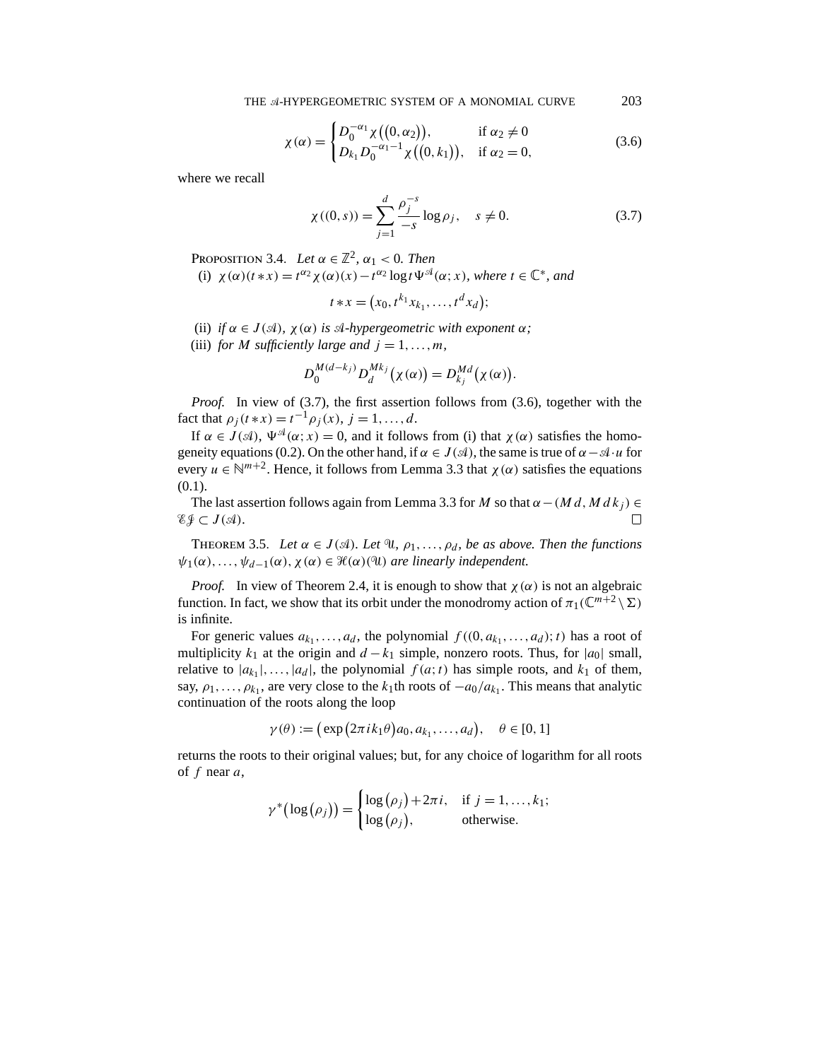$$\chi(\alpha) = \begin{cases} D_0^{-\alpha_1}\chi\big((0,\alpha_2)\big), & \text{if } \alpha_2 \neq 0 \\ D_{k_1} D_0^{-\alpha_1-1}\chi\big((0,k_1)\big), & \text{if } \alpha_2 = 0, \end{cases} \tag{3.6}$$

where we recall

$$\chi((0,s)) = \sum_{j=1}^{d} \frac{\rho_j^{-s}}{-s}\log\rho_j, \quad s \neq 0. \tag{3.7}$$

Proposition 3.4. *Let $\alpha \in \mathbb{Z}^2$, $\alpha_1 < 0$. Then*

(i) *$\chi(\alpha)(t * x) = t^{\alpha_2}\chi(\alpha)(x) - t^{\alpha_2}\log t\,\Psi^{\mathscr{A}}(\alpha; x)$, where $t \in \mathbb{C}^*$, and*

$$t * x = \big(x_0, t^{k_1}x_{k_1}, \ldots, t^d x_d\big);$$

(ii) *if $\alpha \in J(\mathscr{A})$, $\chi(\alpha)$ is $\mathscr{A}$-hypergeometric with exponent $\alpha$;*

(iii) *for $M$ sufficiently large and $j = 1, \ldots, m$,*

$$D_0^{M(d-k_j)} D_d^{Mk_j}\big(\chi(\alpha)\big) = D_{k_j}^{Md}\big(\chi(\alpha)\big).$$

*Proof.* In view of (3.7), the first assertion follows from (3.6), together with the fact that $\rho_j(t * x) = t^{-1}\rho_j(x)$, $j = 1, \ldots, d$.

If $\alpha \in J(\mathscr{A})$, $\Psi^{\mathscr{A}}(\alpha; x) = 0$, and it follows from (i) that $\chi(\alpha)$ satisfies the homogeneity equations (0.2). On the other hand, if $\alpha \in J(\mathscr{A})$, the same is true of $\alpha - \mathscr{A}\cdot u$ for every $u \in \mathbb{N}^{m+2}$. Hence, it follows from Lemma 3.3 that $\chi(\alpha)$ satisfies the equations (0.1).

The last assertion follows again from Lemma 3.3 for $M$ so that $\alpha - (Md, Mdk_j) \in \mathscr{E}\mathscr{J} \subset J(\mathscr{A})$. $\square$

Theorem 3.5. *Let $\alpha \in J(\mathscr{A})$. Let $\mathscr{U}$, $\rho_1, \ldots, \rho_d$, be as above. Then the functions $\psi_1(\alpha), \ldots, \psi_{d-1}(\alpha), \chi(\alpha) \in \mathscr{H}(\alpha)(\mathscr{U})$ are linearly independent.*

*Proof.* In view of Theorem 2.4, it is enough to show that $\chi(\alpha)$ is not an algebraic function. In fact, we show that its orbit under the monodromy action of $\pi_1(\mathbb{C}^{m+2} \setminus \Sigma)$ is infinite.

For generic values $a_{k_1}, \ldots, a_d$, the polynomial $f((0, a_{k_1}, \ldots, a_d); t)$ has a root of multiplicity $k_1$ at the origin and $d - k_1$ simple, nonzero roots. Thus, for $|a_0|$ small, relative to $|a_{k_1}|, \ldots, |a_d|$, the polynomial $f(a;t)$ has simple roots, and $k_1$ of them, say, $\rho_1, \ldots, \rho_{k_1}$, are very close to the $k_1$th roots of $-a_0/a_{k_1}$. This means that analytic continuation of the roots along the loop

$$\gamma(\theta) := \big(\exp\big(2\pi i k_1\theta\big)a_0, a_{k_1}, \ldots, a_d\big), \quad \theta \in [0,1]$$

returns the roots to their original values; but, for any choice of logarithm for all roots of $f$ near $a$,

$$\gamma^*\big(\log\big(\rho_j\big)\big) = \begin{cases} \log\big(\rho_j\big) + 2\pi i, & \text{if } j = 1, \ldots, k_1; \\ \log\big(\rho_j\big), & \text{otherwise.} \end{cases}$$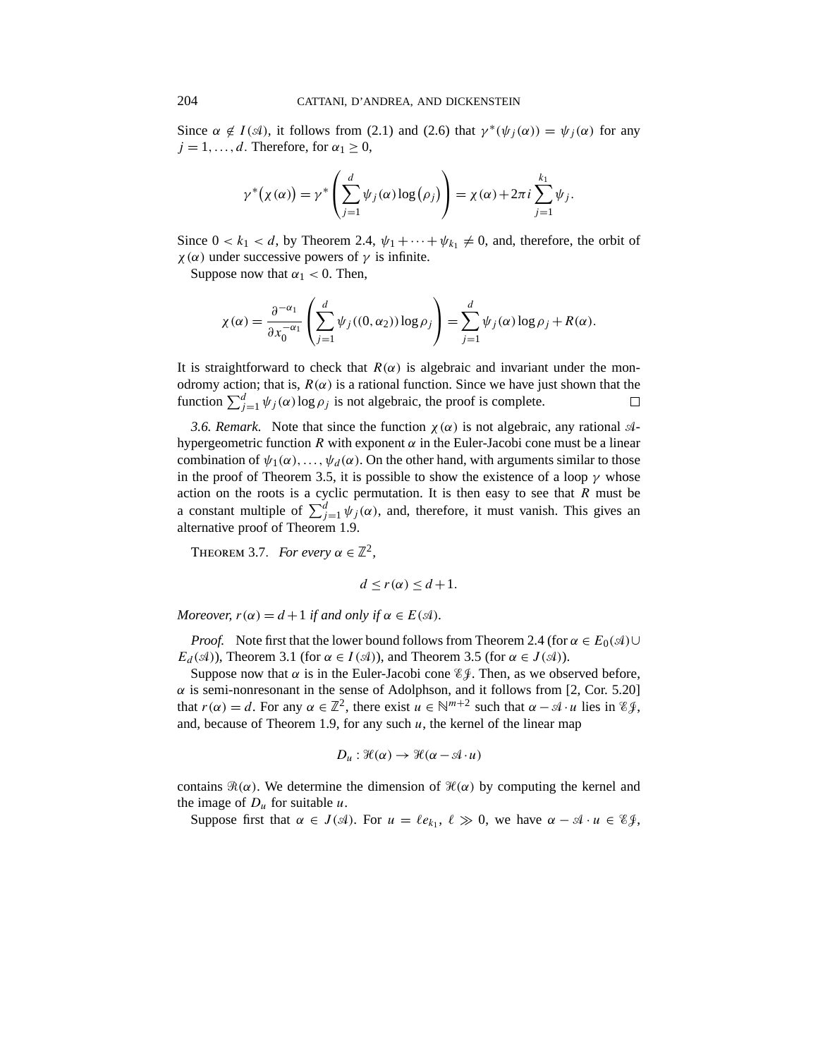Since $\alpha \notin I(\mathscr{A})$, it follows from (2.1) and (2.6) that $\gamma^*(\psi_j(\alpha)) = \psi_j(\alpha)$ for any $j = 1, \ldots, d$. Therefore, for $\alpha_1 \geq 0$,

$$\gamma^*\big(\chi(\alpha)\big) = \gamma^*\left(\sum_{j=1}^{d} \psi_j(\alpha) \log\big(\rho_j\big)\right) = \chi(\alpha) + 2\pi i \sum_{j=1}^{k_1} \psi_j.$$

Since $0 < k_1 < d$, by Theorem 2.4, $\psi_1 + \cdots + \psi_{k_1} \neq 0$, and, therefore, the orbit of $\chi(\alpha)$ under successive powers of $\gamma$ is infinite.

Suppose now that $\alpha_1 < 0$. Then,

$$\chi(\alpha) = \frac{\partial^{-\alpha_1}}{\partial x_0^{-\alpha_1}} \left(\sum_{j=1}^{d} \psi_j((0, \alpha_2)) \log \rho_j\right) = \sum_{j=1}^{d} \psi_j(\alpha) \log \rho_j + R(\alpha).$$

It is straightforward to check that $R(\alpha)$ is algebraic and invariant under the monodromy action; that is, $R(\alpha)$ is a rational function. Since we have just shown that the function $\sum_{j=1}^{d} \psi_j(\alpha) \log \rho_j$ is not algebraic, the proof is complete. $\square$

*3.6. Remark.* Note that since the function $\chi(\alpha)$ is not algebraic, any rational $\mathscr{A}$-hypergeometric function $R$ with exponent $\alpha$ in the Euler-Jacobi cone must be a linear combination of $\psi_1(\alpha), \ldots, \psi_d(\alpha)$. On the other hand, with arguments similar to those in the proof of Theorem 3.5, it is possible to show the existence of a loop $\gamma$ whose action on the roots is a cyclic permutation. It is then easy to see that $R$ must be a constant multiple of $\sum_{j=1}^{d} \psi_j(\alpha)$, and, therefore, it must vanish. This gives an alternative proof of Theorem 1.9.

Theorem 3.7. *For every $\alpha \in \mathbb{Z}^2$,*

$$d \leq r(\alpha) \leq d + 1.$$

*Moreover, $r(\alpha) = d + 1$ if and only if $\alpha \in E(\mathscr{A})$.*

*Proof.* Note first that the lower bound follows from Theorem 2.4 (for $\alpha \in E_0(\mathscr{A}) \cup E_d(\mathscr{A})$), Theorem 3.1 (for $\alpha \in I(\mathscr{A})$), and Theorem 3.5 (for $\alpha \in J(\mathscr{A})$).

Suppose now that $\alpha$ is in the Euler-Jacobi cone $\mathscr{E}\mathscr{J}$. Then, as we observed before, $\alpha$ is semi-nonresonant in the sense of Adolphson, and it follows from [2, Cor. 5.20] that $r(\alpha) = d$. For any $\alpha \in \mathbb{Z}^2$, there exist $u \in \mathbb{N}^{m+2}$ such that $\alpha - \mathscr{A} \cdot u$ lies in $\mathscr{E}\mathscr{J}$, and, because of Theorem 1.9, for any such $u$, the kernel of the linear map

$$D_u : \mathscr{H}(\alpha) \to \mathscr{H}(\alpha - \mathscr{A} \cdot u)$$

contains $\mathscr{R}(\alpha)$. We determine the dimension of $\mathscr{H}(\alpha)$ by computing the kernel and the image of $D_u$ for suitable $u$.

Suppose first that $\alpha \in J(\mathscr{A})$. For $u = \ell e_{k_1}$, $\ell \gg 0$, we have $\alpha - \mathscr{A} \cdot u \in \mathscr{E}\mathscr{J}$,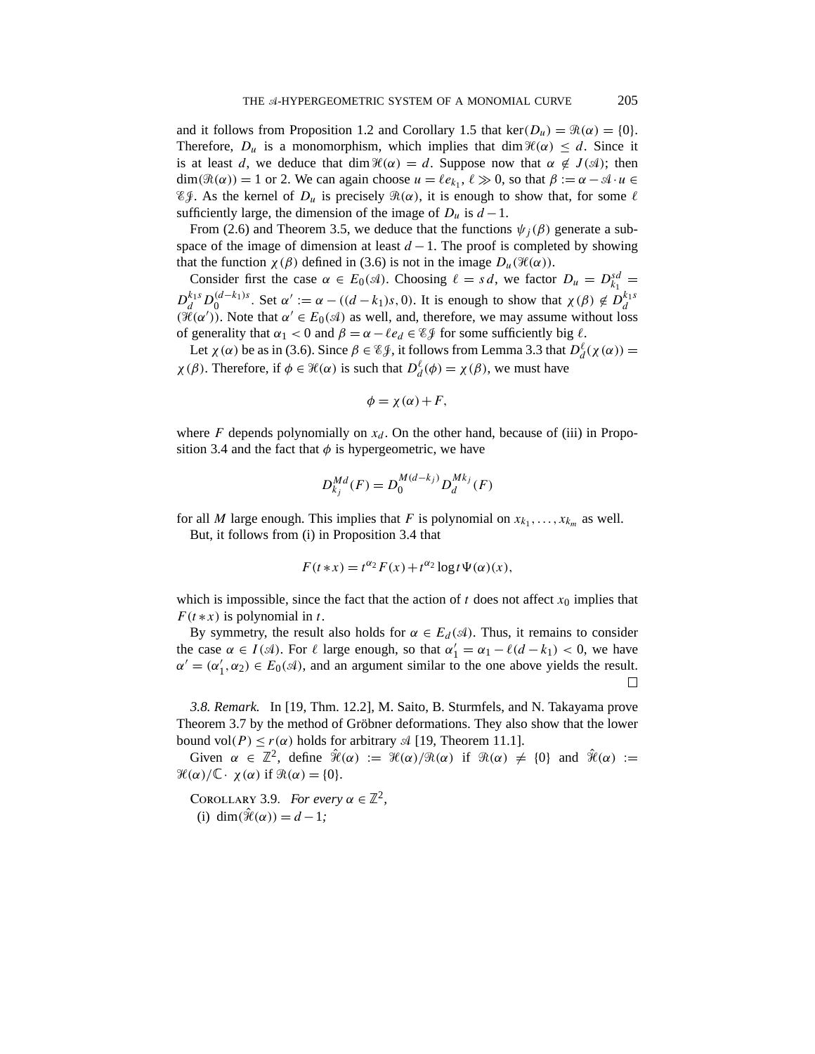and it follows from Proposition 1.2 and Corollary 1.5 that $\ker(D_u) = \mathcal{R}(\alpha) = \{0\}$. Therefore, $D_u$ is a monomorphism, which implies that $\dim \mathcal{H}(\alpha) \leq d$. Since it is at least $d$, we deduce that $\dim \mathcal{H}(\alpha) = d$. Suppose now that $\alpha \notin J(\mathcal{A})$; then $\dim(\mathcal{R}(\alpha)) = 1$ or 2. We can again choose $u = \ell e_{k_1}$, $\ell \gg 0$, so that $\beta := \alpha - \mathcal{A} \cdot u \in \mathcal{E}\mathcal{J}$. As the kernel of $D_u$ is precisely $\mathcal{R}(\alpha)$, it is enough to show that, for some $\ell$ sufficiently large, the dimension of the image of $D_u$ is $d-1$.

From (2.6) and Theorem 3.5, we deduce that the functions $\psi_j(\beta)$ generate a subspace of the image of dimension at least $d-1$. The proof is completed by showing that the function $\chi(\beta)$ defined in (3.6) is not in the image $D_u(\mathcal{H}(\alpha))$.

Consider first the case $\alpha \in E_0(\mathcal{A})$. Choosing $\ell = sd$, we factor $D_u = D_{k_1}^{sd} = D_d^{k_1 s} D_0^{(d-k_1)s}$. Set $\alpha' := \alpha - ((d-k_1)s, 0)$. It is enough to show that $\chi(\beta) \notin D_d^{k_1 s}(\mathcal{H}(\alpha'))$. Note that $\alpha' \in E_0(\mathcal{A})$ as well, and, therefore, we may assume without loss of generality that $\alpha_1 < 0$ and $\beta = \alpha - \ell e_d \in \mathcal{E}\mathcal{J}$ for some sufficiently big $\ell$.

Let $\chi(\alpha)$ be as in (3.6). Since $\beta \in \mathcal{E}\mathcal{J}$, it follows from Lemma 3.3 that $D_d^{\ell}(\chi(\alpha)) = \chi(\beta)$. Therefore, if $\phi \in \mathcal{H}(\alpha)$ is such that $D_d^{\ell}(\phi) = \chi(\beta)$, we must have

$$\phi = \chi(\alpha) + F,$$

where $F$ depends polynomially on $x_d$. On the other hand, because of (iii) in Proposition 3.4 and the fact that $\phi$ is hypergeometric, we have

$$D_{k_j}^{Md}(F) = D_0^{M(d-k_j)} D_d^{Mk_j}(F)$$

for all $M$ large enough. This implies that $F$ is polynomial on $x_{k_1}, \ldots, x_{k_m}$ as well.

But, it follows from (i) in Proposition 3.4 that

$$F(t * x) = t^{\alpha_2} F(x) + t^{\alpha_2} \log t \, \Psi(\alpha)(x),$$

which is impossible, since the fact that the action of $t$ does not affect $x_0$ implies that $F(t * x)$ is polynomial in $t$.

By symmetry, the result also holds for $\alpha \in E_d(\mathcal{A})$. Thus, it remains to consider the case $\alpha \in I(\mathcal{A})$. For $\ell$ large enough, so that $\alpha_1' = \alpha_1 - \ell(d-k_1) < 0$, we have $\alpha' = (\alpha_1', \alpha_2) \in E_0(\mathcal{A})$, and an argument similar to the one above yields the result. $\square$

*3.8. Remark.* In [19, Thm. 12.2], M. Saito, B. Sturmfels, and N. Takayama prove Theorem 3.7 by the method of Gröbner deformations. They also show that the lower bound $\mathrm{vol}(P) \leq r(\alpha)$ holds for arbitrary $\mathcal{A}$ [19, Theorem 11.1].

Given $\alpha \in \mathbb{Z}^2$, define $\hat{\mathcal{H}}(\alpha) := \mathcal{H}(\alpha)/\mathcal{R}(\alpha)$ if $\mathcal{R}(\alpha) \neq \{0\}$ and $\hat{\mathcal{H}}(\alpha) := \mathcal{H}(\alpha)/\mathbb{C} \cdot \chi(\alpha)$ if $\mathcal{R}(\alpha) = \{0\}$.

COROLLARY 3.9. *For every $\alpha \in \mathbb{Z}^2$,*

(i) $\dim(\hat{\mathcal{H}}(\alpha)) = d-1$*;*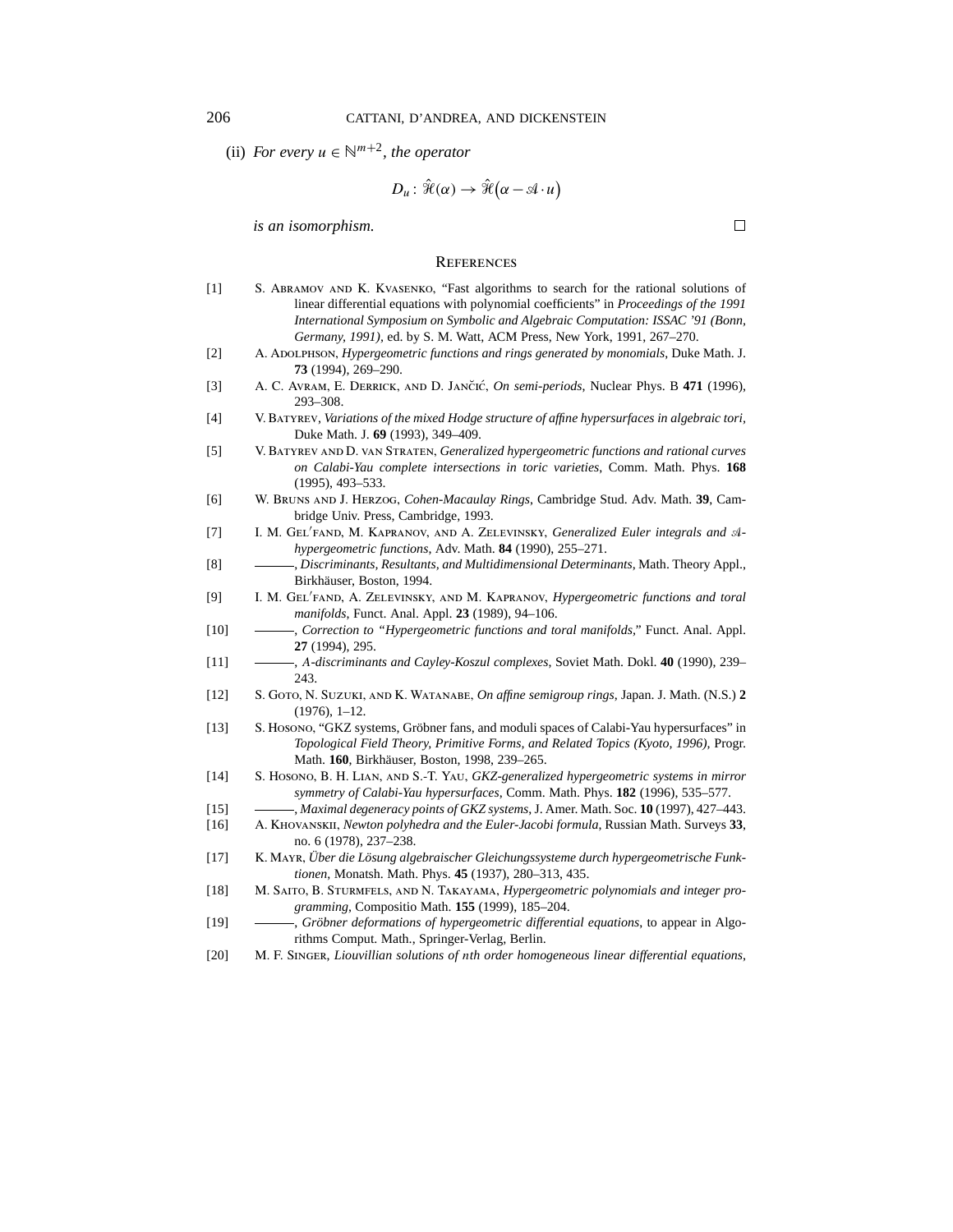(ii) *For every $u \in \mathbb{N}^{m+2}$, the operator*

$$D_u : \hat{\mathcal{H}}(\alpha) \to \hat{\mathcal{H}}\big(\alpha - \mathcal{A} \cdot u\big)$$

*is an isomorphism.* □

## References

[1] S. Abramov and K. Kvasenko, "Fast algorithms to search for the rational solutions of linear differential equations with polynomial coefficients" in *Proceedings of the 1991 International Symposium on Symbolic and Algebraic Computation: ISSAC '91 (Bonn, Germany, 1991)*, ed. by S. M. Watt, ACM Press, New York, 1991, 267–270.

[2] A. Adolphson, *Hypergeometric functions and rings generated by monomials*, Duke Math. J. **73** (1994), 269–290.

[3] A. C. Avram, E. Derrick, and D. Jančić, *On semi-periods*, Nuclear Phys. B **471** (1996), 293–308.

[4] V. Batyrev, *Variations of the mixed Hodge structure of affine hypersurfaces in algebraic tori*, Duke Math. J. **69** (1993), 349–409.

[5] V. Batyrev and D. van Straten, *Generalized hypergeometric functions and rational curves on Calabi-Yau complete intersections in toric varieties*, Comm. Math. Phys. **168** (1995), 493–533.

[6] W. Bruns and J. Herzog, *Cohen-Macaulay Rings*, Cambridge Stud. Adv. Math. **39**, Cambridge Univ. Press, Cambridge, 1993.

[7] I. M. Gel′fand, M. Kapranov, and A. Zelevinsky, *Generalized Euler integrals and $\mathcal{A}$-hypergeometric functions*, Adv. Math. **84** (1990), 255–271.

[8] ———, *Discriminants, Resultants, and Multidimensional Determinants*, Math. Theory Appl., Birkhäuser, Boston, 1994.

[9] I. M. Gel′fand, A. Zelevinsky, and M. Kapranov, *Hypergeometric functions and toral manifolds*, Funct. Anal. Appl. **23** (1989), 94–106.

[10] ———, *Correction to "Hypergeometric functions and toral manifolds*," Funct. Anal. Appl. **27** (1994), 295.

[11] ———, *A-discriminants and Cayley-Koszul complexes*, Soviet Math. Dokl. **40** (1990), 239–243.

[12] S. Goto, N. Suzuki, and K. Watanabe, *On affine semigroup rings*, Japan. J. Math. (N.S.) **2** (1976), 1–12.

[13] S. Hosono, "GKZ systems, Gröbner fans, and moduli spaces of Calabi-Yau hypersurfaces" in *Topological Field Theory, Primitive Forms, and Related Topics (Kyoto, 1996)*, Progr. Math. **160**, Birkhäuser, Boston, 1998, 239–265.

[14] S. Hosono, B. H. Lian, and S.-T. Yau, *GKZ-generalized hypergeometric systems in mirror symmetry of Calabi-Yau hypersurfaces*, Comm. Math. Phys. **182** (1996), 535–577.

[15] ———, *Maximal degeneracy points of GKZ systems*, J. Amer. Math. Soc. **10** (1997), 427–443.

[16] A. Khovanskii, *Newton polyhedra and the Euler-Jacobi formula*, Russian Math. Surveys **33**, no. 6 (1978), 237–238.

[17] K. Mayr, *Über die Lösung algebraischer Gleichungssysteme durch hypergeometrische Funktionen*, Monatsh. Math. Phys. **45** (1937), 280–313, 435.

[18] M. Saito, B. Sturmfels, and N. Takayama, *Hypergeometric polynomials and integer programming*, Compositio Math. **155** (1999), 185–204.

[19] ———, *Gröbner deformations of hypergeometric differential equations*, to appear in Algorithms Comput. Math., Springer-Verlag, Berlin.

[20] M. F. Singer, *Liouvillian solutions of nth order homogeneous linear differential equations*,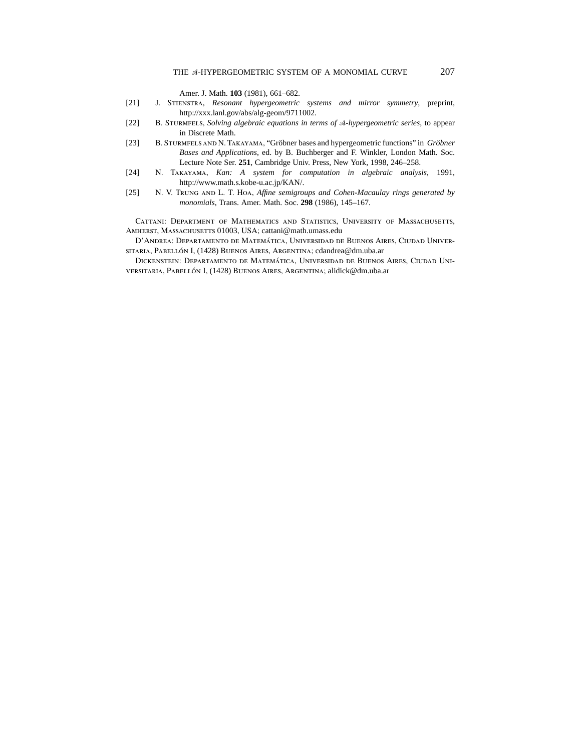Amer. J. Math. **103** (1981), 661–682.

[21] J. Stienstra, *Resonant hypergeometric systems and mirror symmetry*, preprint, http://xxx.lanl.gov/abs/alg-geom/9711002.

[22] B. Sturmfels, *Solving algebraic equations in terms of $\mathscr{A}$-hypergeometric series*, to appear in Discrete Math.

[23] B. Sturmfels and N. Takayama, "Gröbner bases and hypergeometric functions" in *Gröbner Bases and Applications*, ed. by B. Buchberger and F. Winkler, London Math. Soc. Lecture Note Ser. **251**, Cambridge Univ. Press, New York, 1998, 246–258.

[24] N. Takayama, *Kan: A system for computation in algebraic analysis*, 1991, http://www.math.s.kobe-u.ac.jp/KAN/.

[25] N. V. Trung and L. T. Hoa, *Affine semigroups and Cohen-Macaulay rings generated by monomials*, Trans. Amer. Math. Soc. **298** (1986), 145–167.

Cattani: Department of Mathematics and Statistics, University of Massachusetts, Amherst, Massachusetts 01003, USA; cattani@math.umass.edu

D'Andrea: Departamento de Matemática, Universidad de Buenos Aires, Ciudad Universitaria, Pabellón I, (1428) Buenos Aires, Argentina; cdandrea@dm.uba.ar

Dickenstein: Departamento de Matemática, Universidad de Buenos Aires, Ciudad Universitaria, Pabellón I, (1428) Buenos Aires, Argentina; alidick@dm.uba.ar